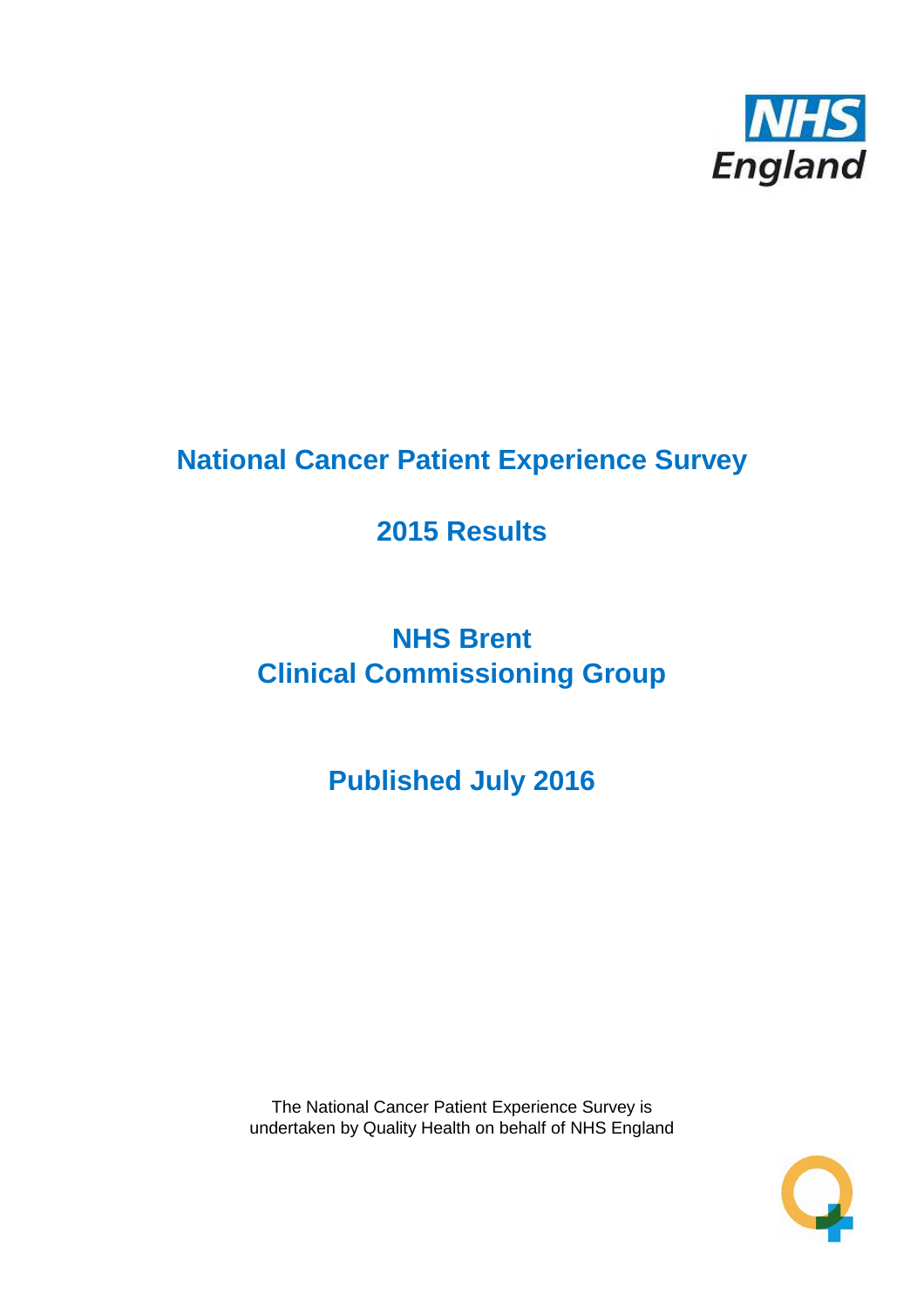NHS England

# National Cancer Patient Experience Survey

## 2015 Results

## NHS Brent Clinical Commissioning Group

## Published July 2016

The National Cancer Patient Experience Survey is undertaken by Quality Health on behalf of NHS England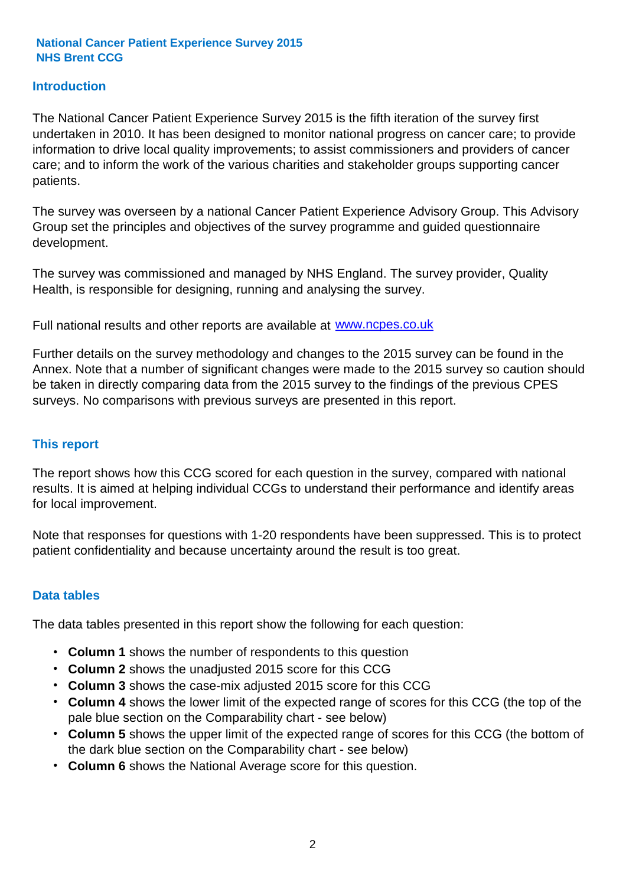**National Cancer Patient Experience Survey 2015**
**NHS Brent CCG**

## Introduction

The National Cancer Patient Experience Survey 2015 is the fifth iteration of the survey first undertaken in 2010. It has been designed to monitor national progress on cancer care; to provide information to drive local quality improvements; to assist commissioners and providers of cancer care; and to inform the work of the various charities and stakeholder groups supporting cancer patients.

The survey was overseen by a national Cancer Patient Experience Advisory Group. This Advisory Group set the principles and objectives of the survey programme and guided questionnaire development.

The survey was commissioned and managed by NHS England. The survey provider, Quality Health, is responsible for designing, running and analysing the survey.

Full national results and other reports are available at www.ncpes.co.uk

Further details on the survey methodology and changes to the 2015 survey can be found in the Annex. Note that a number of significant changes were made to the 2015 survey so caution should be taken in directly comparing data from the 2015 survey to the findings of the previous CPES surveys. No comparisons with previous surveys are presented in this report.

## This report

The report shows how this CCG scored for each question in the survey, compared with national results. It is aimed at helping individual CCGs to understand their performance and identify areas for local improvement.

Note that responses for questions with 1-20 respondents have been suppressed. This is to protect patient confidentiality and because uncertainty around the result is too great.

## Data tables

The data tables presented in this report show the following for each question:

- **Column 1** shows the number of respondents to this question
- **Column 2** shows the unadjusted 2015 score for this CCG
- **Column 3** shows the case-mix adjusted 2015 score for this CCG
- **Column 4** shows the lower limit of the expected range of scores for this CCG (the top of the pale blue section on the Comparability chart - see below)
- **Column 5** shows the upper limit of the expected range of scores for this CCG (the bottom of the dark blue section on the Comparability chart - see below)
- **Column 6** shows the National Average score for this question.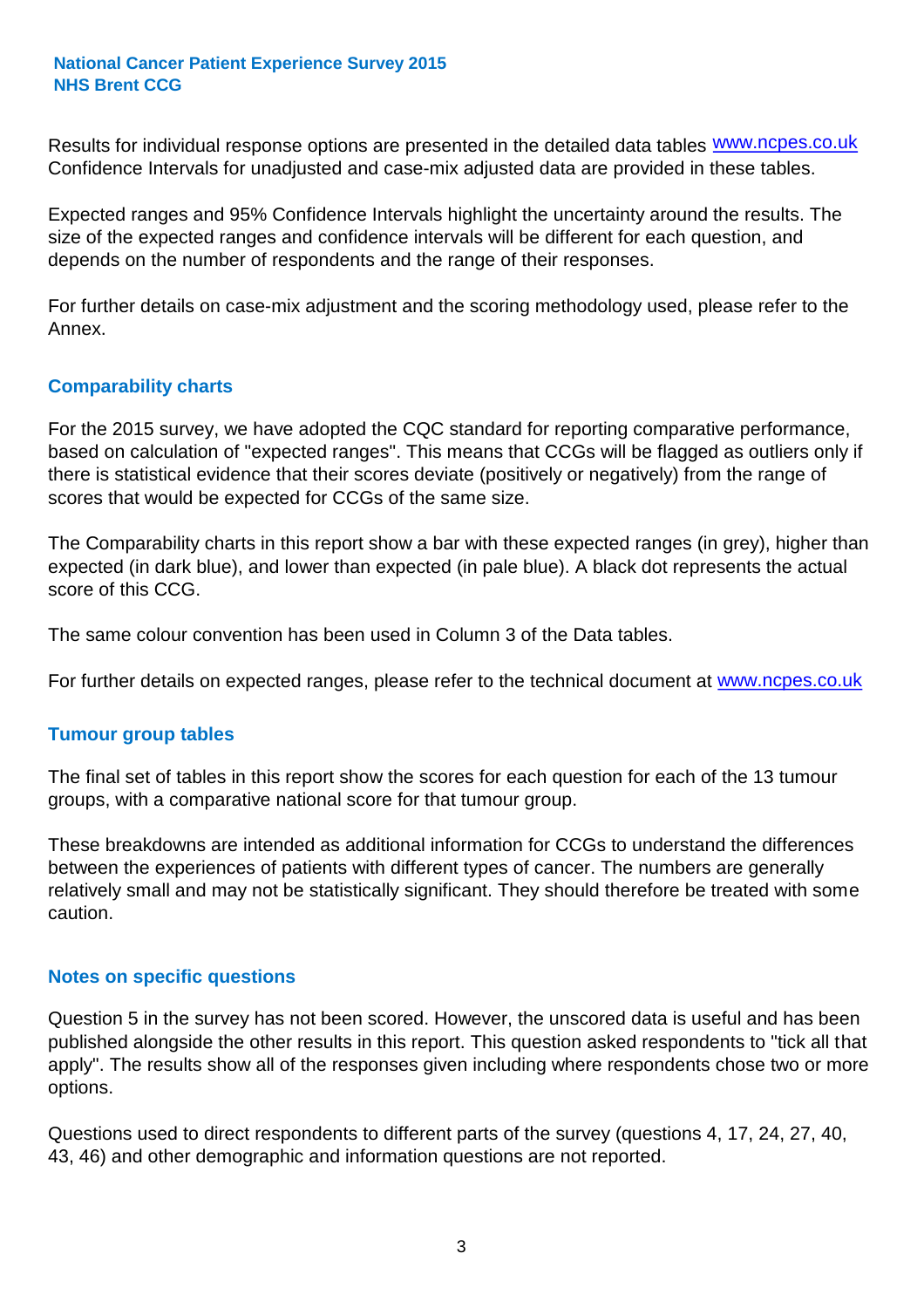Results for individual response options are presented in the detailed data tables www.ncpes.co.uk Confidence Intervals for unadjusted and case-mix adjusted data are provided in these tables.

Expected ranges and 95% Confidence Intervals highlight the uncertainty around the results. The size of the expected ranges and confidence intervals will be different for each question, and depends on the number of respondents and the range of their responses.

For further details on case-mix adjustment and the scoring methodology used, please refer to the Annex.

## Comparability charts

For the 2015 survey, we have adopted the CQC standard for reporting comparative performance, based on calculation of "expected ranges". This means that CCGs will be flagged as outliers only if there is statistical evidence that their scores deviate (positively or negatively) from the range of scores that would be expected for CCGs of the same size.

The Comparability charts in this report show a bar with these expected ranges (in grey), higher than expected (in dark blue), and lower than expected (in pale blue). A black dot represents the actual score of this CCG.

The same colour convention has been used in Column 3 of the Data tables.

For further details on expected ranges, please refer to the technical document at www.ncpes.co.uk

## Tumour group tables

The final set of tables in this report show the scores for each question for each of the 13 tumour groups, with a comparative national score for that tumour group.

These breakdowns are intended as additional information for CCGs to understand the differences between the experiences of patients with different types of cancer. The numbers are generally relatively small and may not be statistically significant. They should therefore be treated with some caution.

## Notes on specific questions

Question 5 in the survey has not been scored. However, the unscored data is useful and has been published alongside the other results in this report. This question asked respondents to "tick all that apply". The results show all of the responses given including where respondents chose two or more options.

Questions used to direct respondents to different parts of the survey (questions 4, 17, 24, 27, 40, 43, 46) and other demographic and information questions are not reported.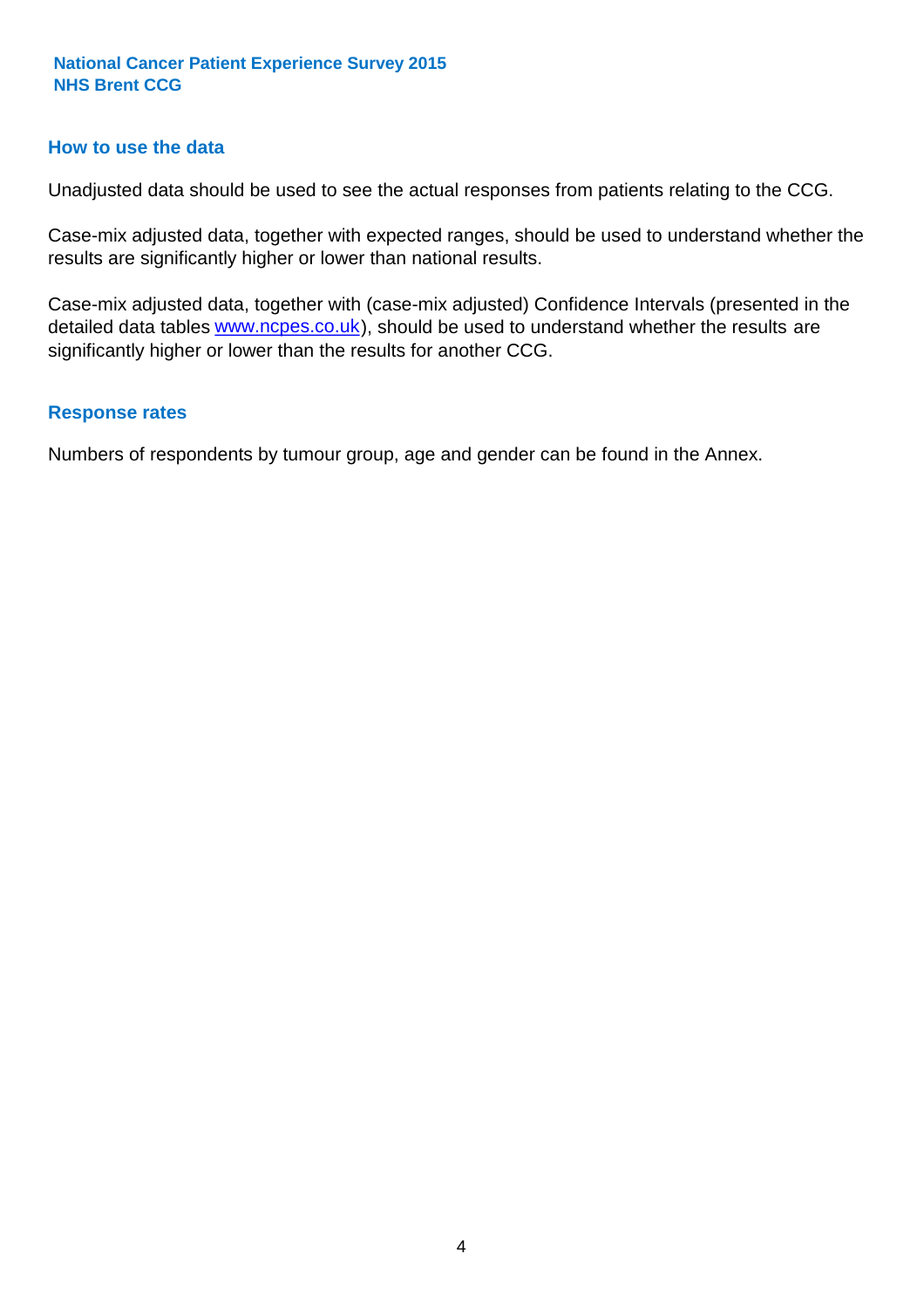## How to use the data

Unadjusted data should be used to see the actual responses from patients relating to the CCG.

Case-mix adjusted data, together with expected ranges, should be used to understand whether the results are significantly higher or lower than national results.

Case-mix adjusted data, together with (case-mix adjusted) Confidence Intervals (presented in the detailed data tables www.ncpes.co.uk), should be used to understand whether the results are significantly higher or lower than the results for another CCG.

## Response rates

Numbers of respondents by tumour group, age and gender can be found in the Annex.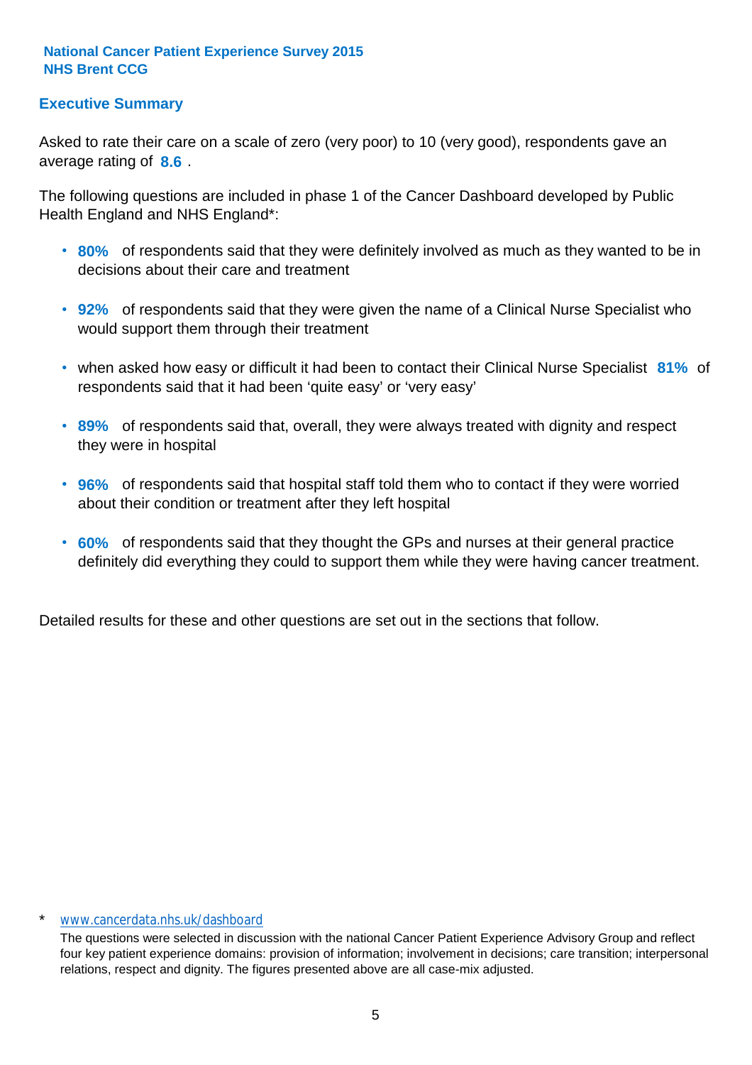**National Cancer Patient Experience Survey 2015**
**NHS Brent CCG**

## Executive Summary

Asked to rate their care on a scale of zero (very poor) to 10 (very good), respondents gave an average rating of **8.6** .

The following questions are included in phase 1 of the Cancer Dashboard developed by Public Health England and NHS England*:

- **80%** of respondents said that they were definitely involved as much as they wanted to be in decisions about their care and treatment
- **92%** of respondents said that they were given the name of a Clinical Nurse Specialist who would support them through their treatment
- when asked how easy or difficult it had been to contact their Clinical Nurse Specialist **81%** of respondents said that it had been 'quite easy' or 'very easy'
- **89%** of respondents said that, overall, they were always treated with dignity and respect they were in hospital
- **96%** of respondents said that hospital staff told them who to contact if they were worried about their condition or treatment after they left hospital
- **60%** of respondents said that they thought the GPs and nurses at their general practice definitely did everything they could to support them while they were having cancer treatment.

Detailed results for these and other questions are set out in the sections that follow.

\* www.cancerdata.nhs.uk/dashboard

The questions were selected in discussion with the national Cancer Patient Experience Advisory Group and reflect four key patient experience domains: provision of information; involvement in decisions; care transition; interpersonal relations, respect and dignity. The figures presented above are all case-mix adjusted.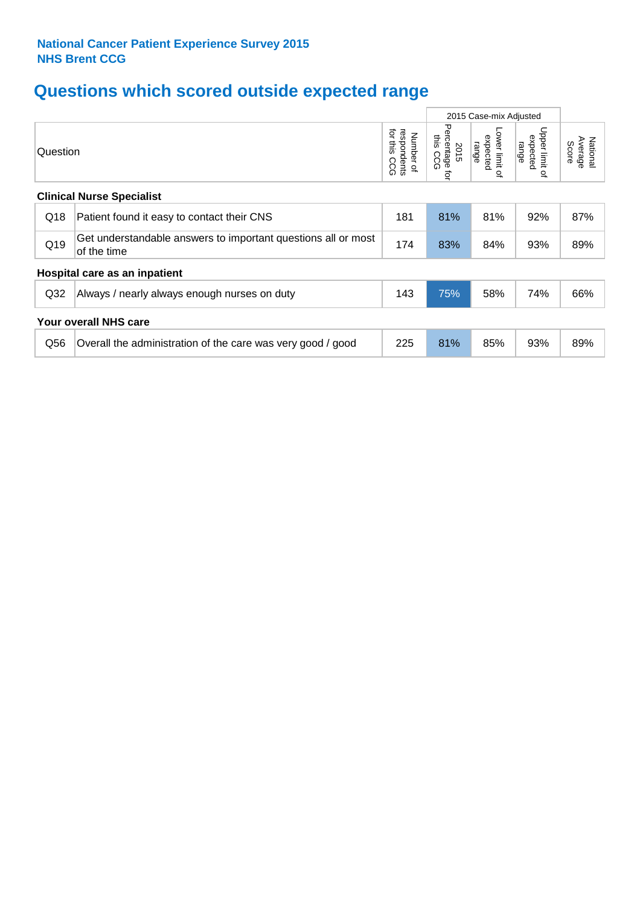**National Cancer Patient Experience Survey 2015**
**NHS Brent CCG**

# Questions which scored outside expected range

| | Question | Number of respondents for this CCG | 2015 Case-mix Adjusted | | | National Average Score |
|---|---|---|---|---|---|---|
| | | | 2015 Percentage for this CCG | Lower limit of expected range | Upper limit of expected range | |
| **Clinical Nurse Specialist** | | | | | | |
| Q18 | Patient found it easy to contact their CNS | 181 | 81% | 81% | 92% | 87% |
| Q19 | Get understandable answers to important questions all or most of the time | 174 | 83% | 84% | 93% | 89% |
| **Hospital care as an inpatient** | | | | | | |
| Q32 | Always / nearly always enough nurses on duty | 143 | 75% | 58% | 74% | 66% |
| **Your overall NHS care** | | | | | | |
| Q56 | Overall the administration of the care was very good / good | 225 | 81% | 85% | 93% | 89% |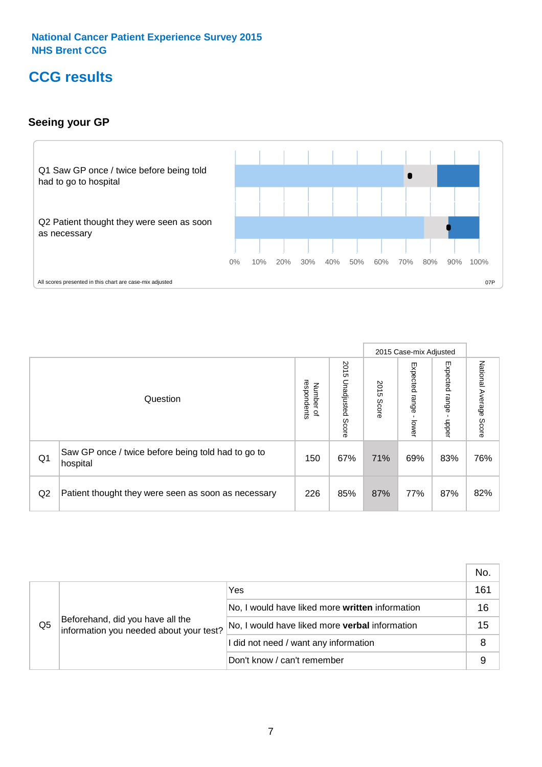National Cancer Patient Experience Survey 2015
NHS Brent CCG

# CCG results

### Seeing your GP

Q1 Saw GP once / twice before being told had to go to hospital

Q2 Patient thought they were seen as soon as necessary

0% 10% 20% 30% 40% 50% 60% 70% 80% 90% 100%

All scores presented in this chart are case-mix adjusted

07P

| Question | | Number of respondents | 2015 Unadjusted Score | 2015 Case-mix Adjusted: 2015 Score | 2015 Case-mix Adjusted: Expected range - lower | 2015 Case-mix Adjusted: Expected range - upper | National Average Score |
|---|---|---|---|---|---|---|---|
| Q1 | Saw GP once / twice before being told had to go to hospital | 150 | 67% | 71% | 69% | 83% | 76% |
| Q2 | Patient thought they were seen as soon as necessary | 226 | 85% | 87% | 77% | 87% | 82% |

| | | | No. |
|---|---|---|---|
| Q5 | Beforehand, did you have all the information you needed about your test? | Yes | 161 |
| | | No, I would have liked more **written** information | 16 |
| | | No, I would have liked more **verbal** information | 15 |
| | | I did not need / want any information | 8 |
| | | Don't know / can't remember | 9 |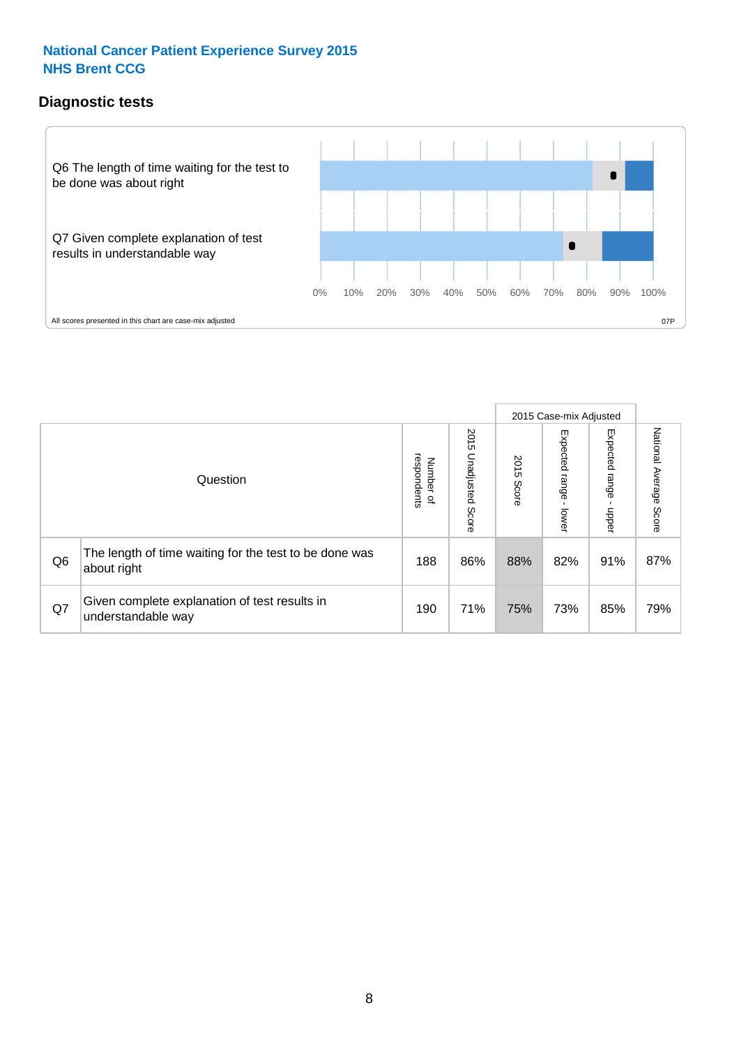**National Cancer Patient Experience Survey 2015**
**NHS Brent CCG**

## Diagnostic tests

Q6 The length of time waiting for the test to be done was about right

Q7 Given complete explanation of test results in understandable way

0% 10% 20% 30% 40% 50% 60% 70% 80% 90% 100%

All scores presented in this chart are case-mix adjusted

07P

| | Question | Number of respondents | 2015 Unadjusted Score | 2015 Case-mix Adjusted: 2015 Score | 2015 Case-mix Adjusted: Expected range - lower | 2015 Case-mix Adjusted: Expected range - upper | National Average Score |
|---|---|---|---|---|---|---|---|
| Q6 | The length of time waiting for the test to be done was about right | 188 | 86% | 88% | 82% | 91% | 87% |
| Q7 | Given complete explanation of test results in understandable way | 190 | 71% | 75% | 73% | 85% | 79% |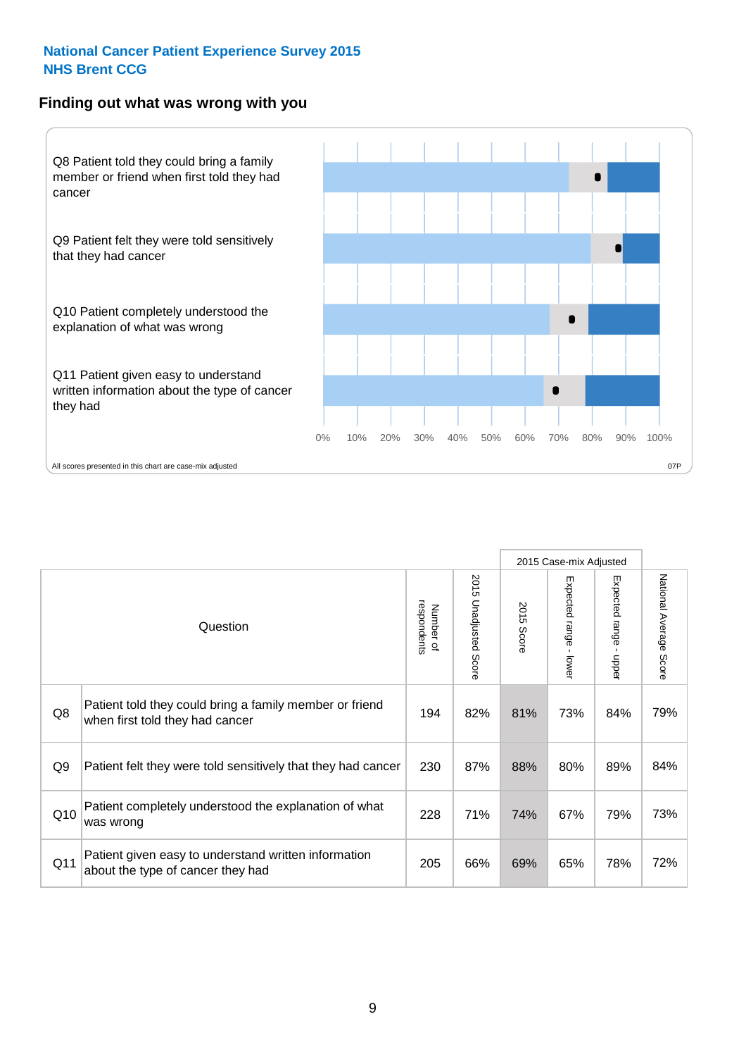**National Cancer Patient Experience Survey 2015**
**NHS Brent CCG**

## Finding out what was wrong with you

Q8 Patient told they could bring a family member or friend when first told they had cancer

Q9 Patient felt they were told sensitively that they had cancer

Q10 Patient completely understood the explanation of what was wrong

Q11 Patient given easy to understand written information about the type of cancer they had

0% 10% 20% 30% 40% 50% 60% 70% 80% 90% 100%

All scores presented in this chart are case-mix adjusted

07P

| | Question | Number of respondents | 2015 Unadjusted Score | 2015 Case-mix Adjusted: 2015 Score | 2015 Case-mix Adjusted: Expected range - lower | 2015 Case-mix Adjusted: Expected range - upper | National Average Score |
|---|---|---|---|---|---|---|---|
| Q8 | Patient told they could bring a family member or friend when first told they had cancer | 194 | 82% | 81% | 73% | 84% | 79% |
| Q9 | Patient felt they were told sensitively that they had cancer | 230 | 87% | 88% | 80% | 89% | 84% |
| Q10 | Patient completely understood the explanation of what was wrong | 228 | 71% | 74% | 67% | 79% | 73% |
| Q11 | Patient given easy to understand written information about the type of cancer they had | 205 | 66% | 69% | 65% | 78% | 72% |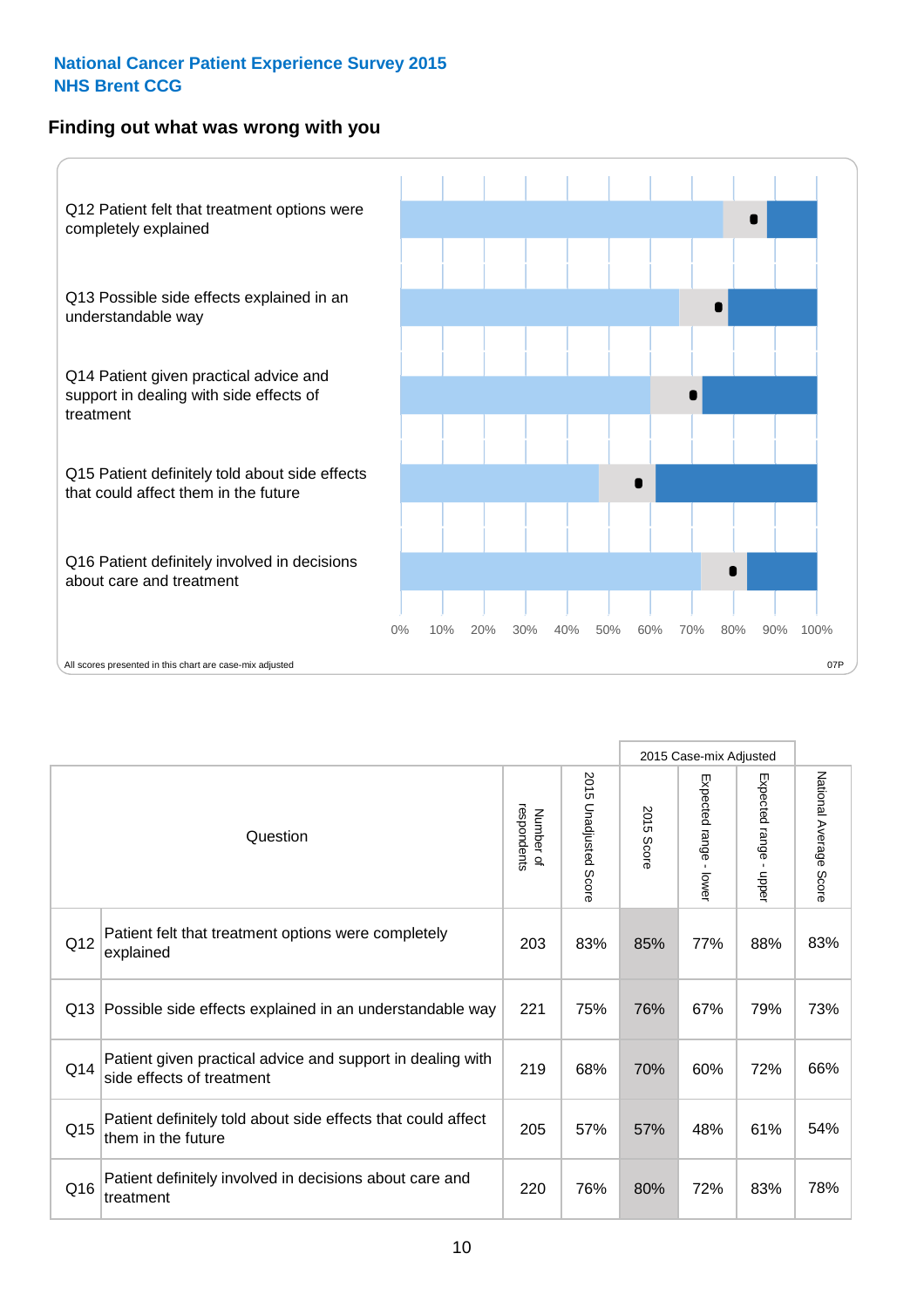National Cancer Patient Experience Survey 2015
NHS Brent CCG

## Finding out what was wrong with you

Q12 Patient felt that treatment options were completely explained

Q13 Possible side effects explained in an understandable way

Q14 Patient given practical advice and support in dealing with side effects of treatment

Q15 Patient definitely told about side effects that could affect them in the future

Q16 Patient definitely involved in decisions about care and treatment

0% 10% 20% 30% 40% 50% 60% 70% 80% 90% 100%

All scores presented in this chart are case-mix adjusted

07P

| Question | | Number of respondents | 2015 Unadjusted Score | 2015 Case-mix Adjusted 2015 Score | 2015 Case-mix Adjusted Expected range - lower | 2015 Case-mix Adjusted Expected range - upper | National Average Score |
|---|---|---|---|---|---|---|---|
| Q12 | Patient felt that treatment options were completely explained | 203 | 83% | 85% | 77% | 88% | 83% |
| Q13 | Possible side effects explained in an understandable way | 221 | 75% | 76% | 67% | 79% | 73% |
| Q14 | Patient given practical advice and support in dealing with side effects of treatment | 219 | 68% | 70% | 60% | 72% | 66% |
| Q15 | Patient definitely told about side effects that could affect them in the future | 205 | 57% | 57% | 48% | 61% | 54% |
| Q16 | Patient definitely involved in decisions about care and treatment | 220 | 76% | 80% | 72% | 83% | 78% |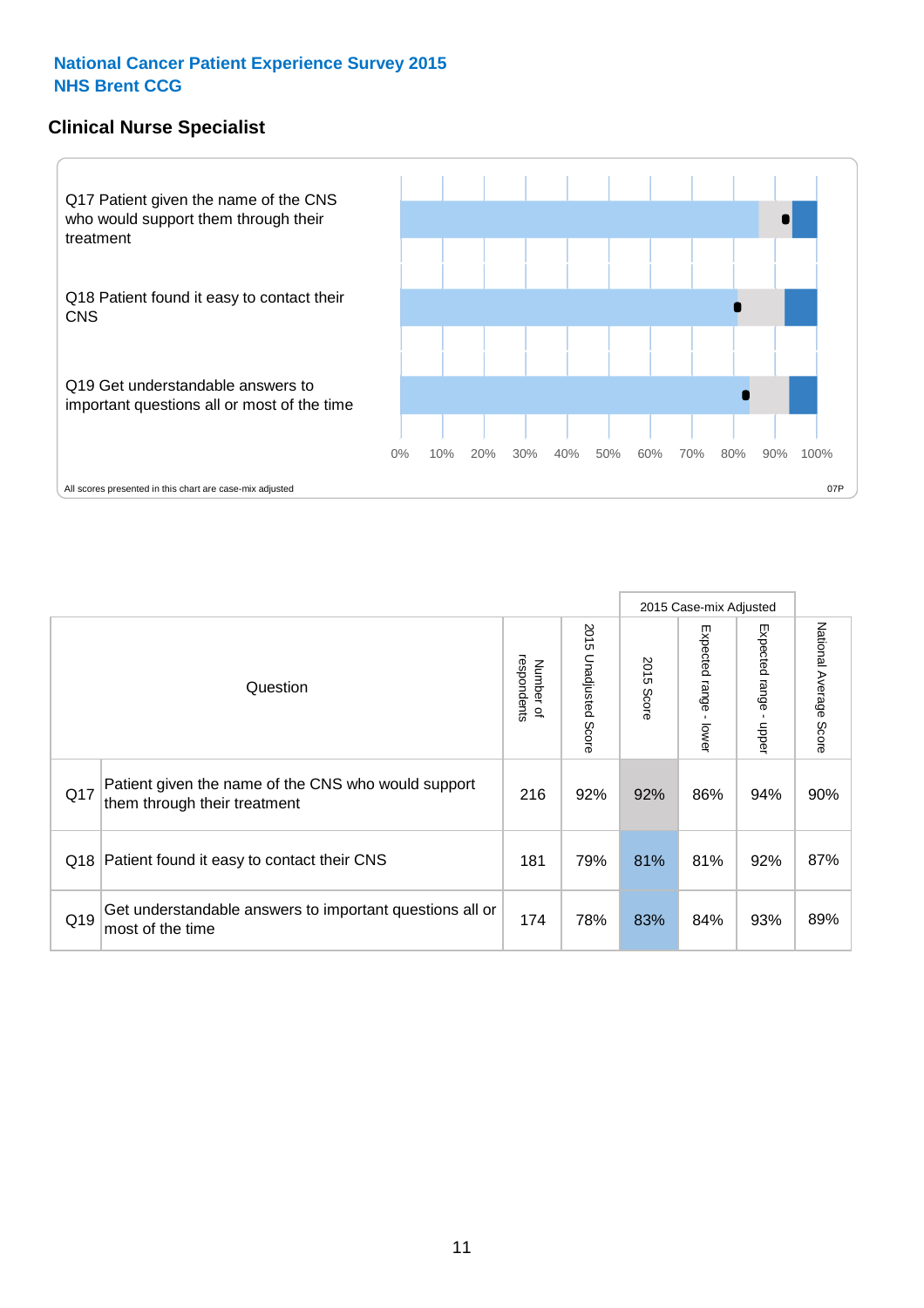National Cancer Patient Experience Survey 2015
NHS Brent CCG

## Clinical Nurse Specialist

Q17 Patient given the name of the CNS who would support them through their treatment

Q18 Patient found it easy to contact their CNS

Q19 Get understandable answers to important questions all or most of the time

0% 10% 20% 30% 40% 50% 60% 70% 80% 90% 100%

All scores presented in this chart are case-mix adjusted

07P

| | Question | Number of respondents | 2015 Unadjusted Score | 2015 Case-mix Adjusted | | | National Average Score |
|---|---|---|---|---|---|---|---|
| | | | | 2015 Score | Expected range - lower | Expected range - upper | |
| Q17 | Patient given the name of the CNS who would support them through their treatment | 216 | 92% | 92% | 86% | 94% | 90% |
| Q18 | Patient found it easy to contact their CNS | 181 | 79% | 81% | 81% | 92% | 87% |
| Q19 | Get understandable answers to important questions all or most of the time | 174 | 78% | 83% | 84% | 93% | 89% |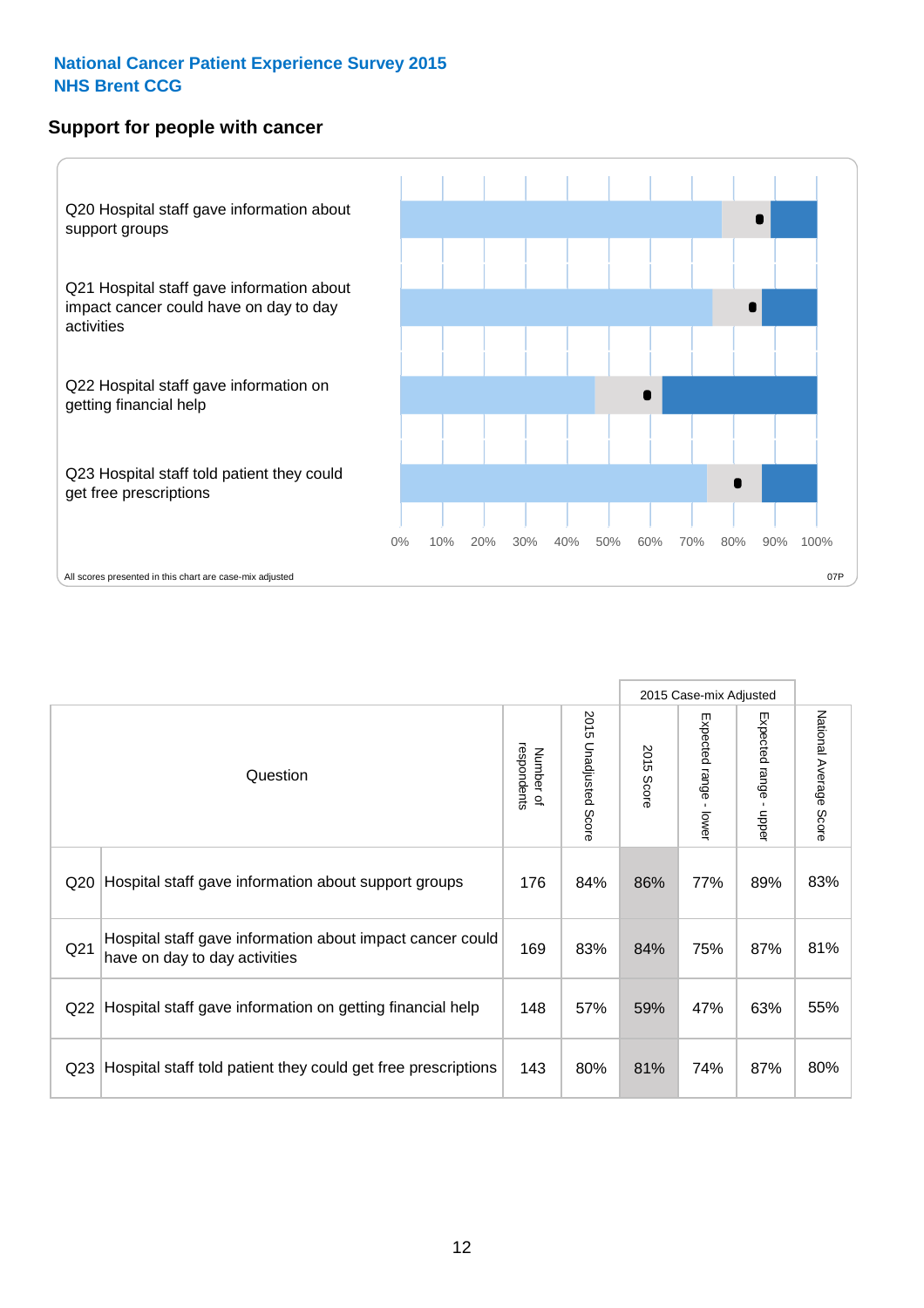**National Cancer Patient Experience Survey 2015**
**NHS Brent CCG**

## Support for people with cancer

Q20 Hospital staff gave information about support groups

Q21 Hospital staff gave information about impact cancer could have on day to day activities

Q22 Hospital staff gave information on getting financial help

Q23 Hospital staff told patient they could get free prescriptions

0% 10% 20% 30% 40% 50% 60% 70% 80% 90% 100%

All scores presented in this chart are case-mix adjusted

07P

| | Question | Number of respondents | 2015 Unadjusted Score | 2015 Case-mix Adjusted: 2015 Score | 2015 Case-mix Adjusted: Expected range - lower | 2015 Case-mix Adjusted: Expected range - upper | National Average Score |
|---|---|---|---|---|---|---|---|
| Q20 | Hospital staff gave information about support groups | 176 | 84% | 86% | 77% | 89% | 83% |
| Q21 | Hospital staff gave information about impact cancer could have on day to day activities | 169 | 83% | 84% | 75% | 87% | 81% |
| Q22 | Hospital staff gave information on getting financial help | 148 | 57% | 59% | 47% | 63% | 55% |
| Q23 | Hospital staff told patient they could get free prescriptions | 143 | 80% | 81% | 74% | 87% | 80% |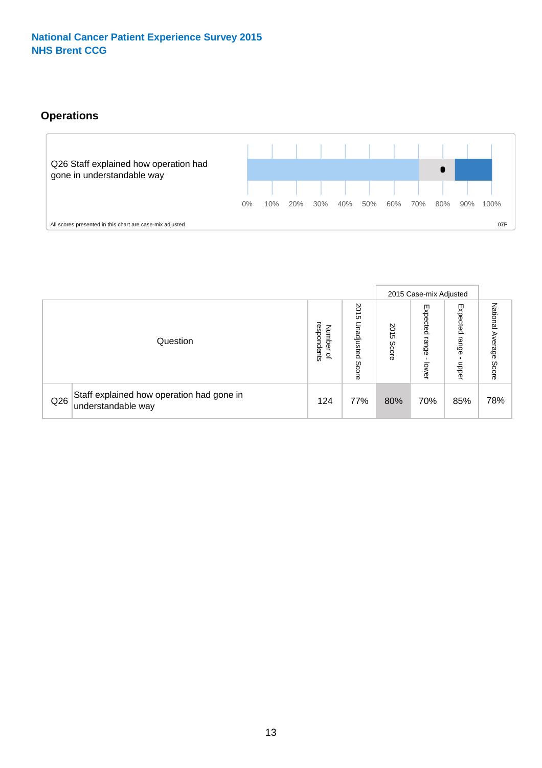**National Cancer Patient Experience Survey 2015**
**NHS Brent CCG**

## Operations

Q26 Staff explained how operation had gone in understandable way

0% 10% 20% 30% 40% 50% 60% 70% 80% 90% 100%

All scores presented in this chart are case-mix adjusted

07P

| Question | | Number of respondents | 2015 Unadjusted Score | 2015 Case-mix Adjusted: 2015 Score | 2015 Case-mix Adjusted: Expected range - lower | 2015 Case-mix Adjusted: Expected range - upper | National Average Score |
|---|---|---|---|---|---|---|---|
| Q26 | Staff explained how operation had gone in understandable way | 124 | 77% | 80% | 70% | 85% | 78% |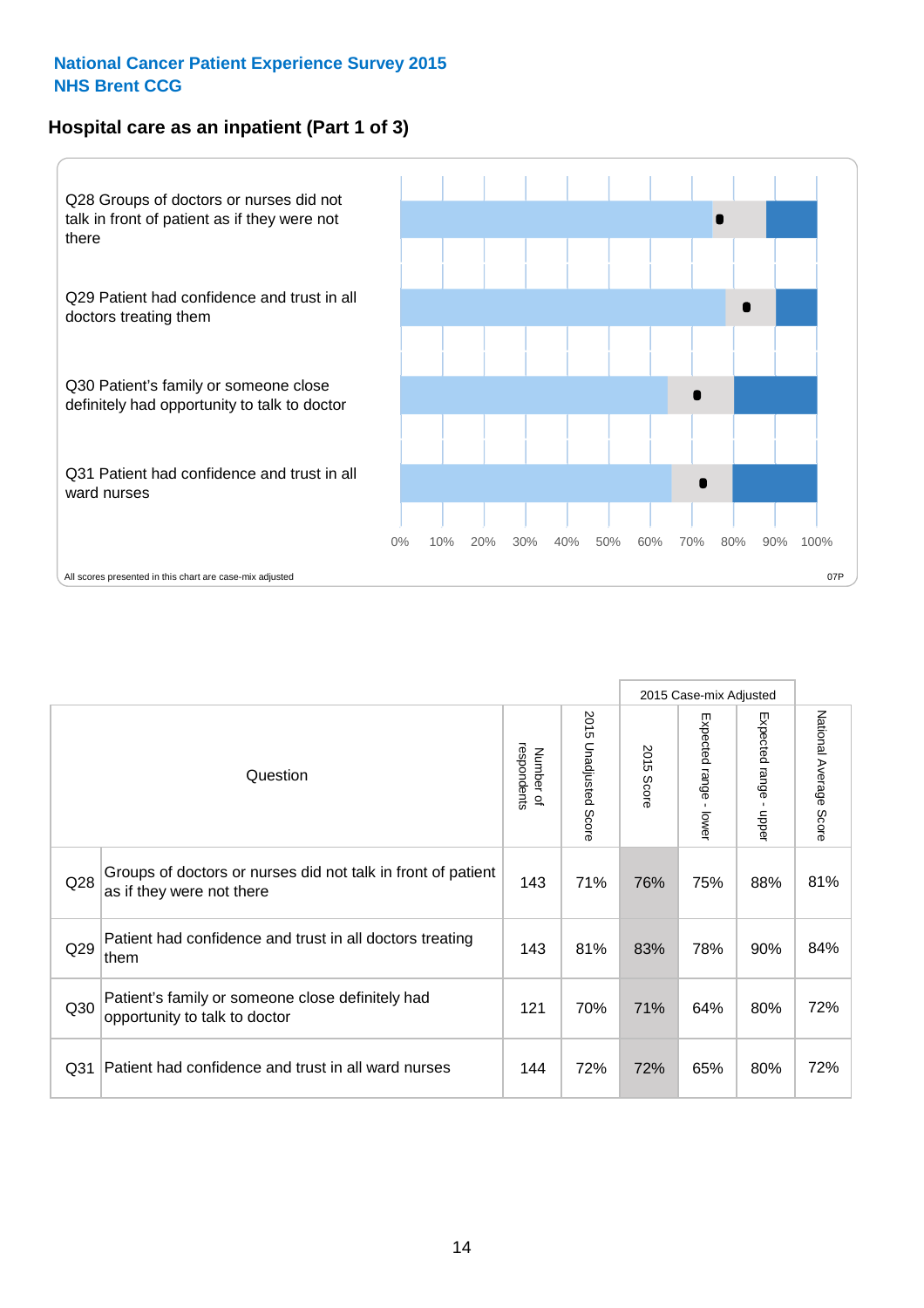National Cancer Patient Experience Survey 2015
NHS Brent CCG

## Hospital care as an inpatient (Part 1 of 3)

Q28 Groups of doctors or nurses did not talk in front of patient as if they were not there

Q29 Patient had confidence and trust in all doctors treating them

Q30 Patient's family or someone close definitely had opportunity to talk to doctor

Q31 Patient had confidence and trust in all ward nurses

0% 10% 20% 30% 40% 50% 60% 70% 80% 90% 100%

All scores presented in this chart are case-mix adjusted

07P

| Question | | Number of respondents | 2015 Unadjusted Score | 2015 Case-mix Adjusted | | | National Average Score |
|---|---|---|---|---|---|---|---|
| | | | | 2015 Score | Expected range - lower | Expected range - upper | |
| Q28 | Groups of doctors or nurses did not talk in front of patient as if they were not there | 143 | 71% | 76% | 75% | 88% | 81% |
| Q29 | Patient had confidence and trust in all doctors treating them | 143 | 81% | 83% | 78% | 90% | 84% |
| Q30 | Patient's family or someone close definitely had opportunity to talk to doctor | 121 | 70% | 71% | 64% | 80% | 72% |
| Q31 | Patient had confidence and trust in all ward nurses | 144 | 72% | 72% | 65% | 80% | 72% |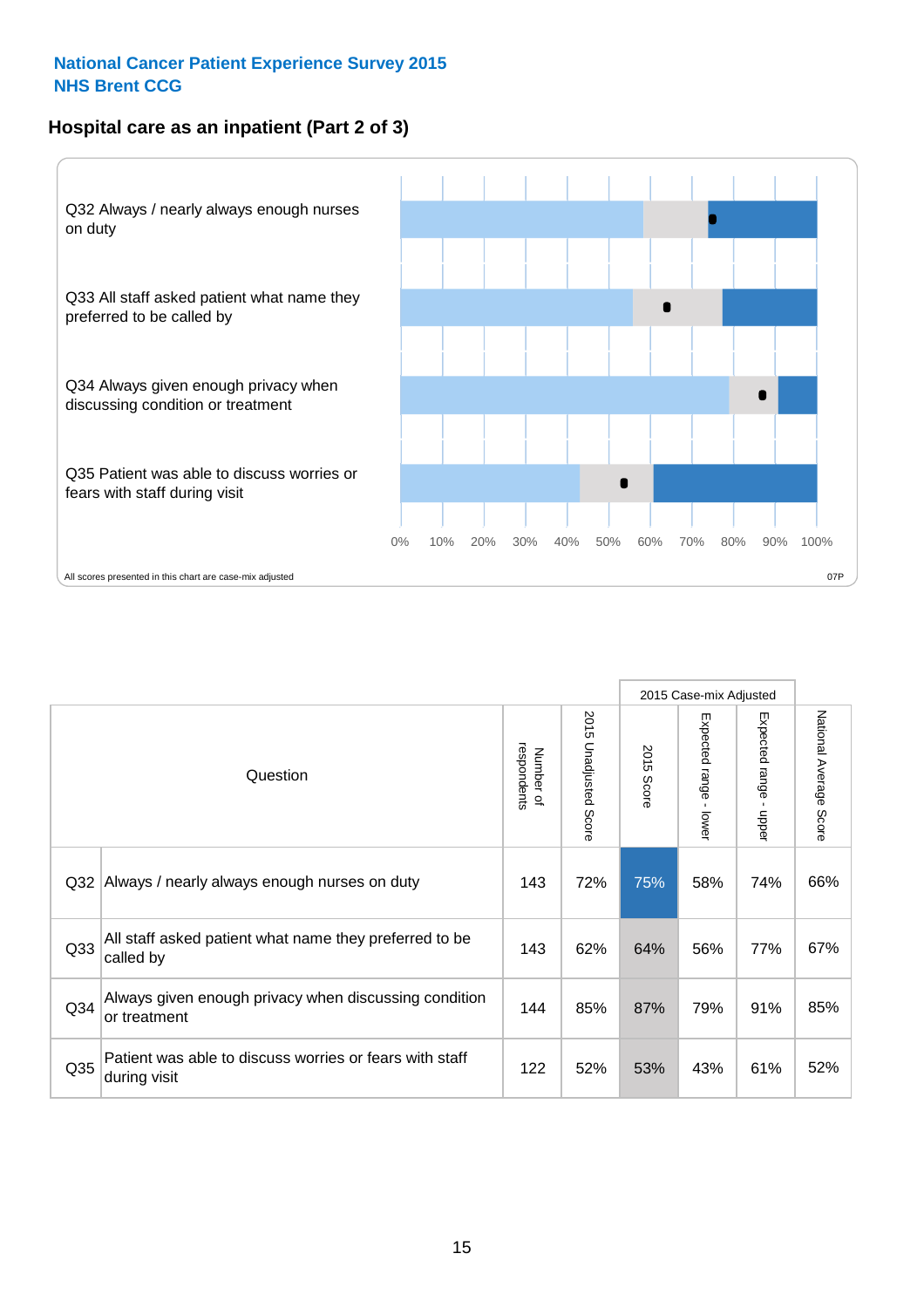National Cancer Patient Experience Survey 2015
NHS Brent CCG

## Hospital care as an inpatient (Part 2 of 3)

Q32 Always / nearly always enough nurses on duty

Q33 All staff asked patient what name they preferred to be called by

Q34 Always given enough privacy when discussing condition or treatment

Q35 Patient was able to discuss worries or fears with staff during visit

0% 10% 20% 30% 40% 50% 60% 70% 80% 90% 100%

All scores presented in this chart are case-mix adjusted

07P

| Question | | Number of respondents | 2015 Unadjusted Score | 2015 Case-mix Adjusted: 2015 Score | 2015 Case-mix Adjusted: Expected range - lower | 2015 Case-mix Adjusted: Expected range - upper | National Average Score |
|---|---|---|---|---|---|---|---|
| Q32 | Always / nearly always enough nurses on duty | 143 | 72% | 75% | 58% | 74% | 66% |
| Q33 | All staff asked patient what name they preferred to be called by | 143 | 62% | 64% | 56% | 77% | 67% |
| Q34 | Always given enough privacy when discussing condition or treatment | 144 | 85% | 87% | 79% | 91% | 85% |
| Q35 | Patient was able to discuss worries or fears with staff during visit | 122 | 52% | 53% | 43% | 61% | 52% |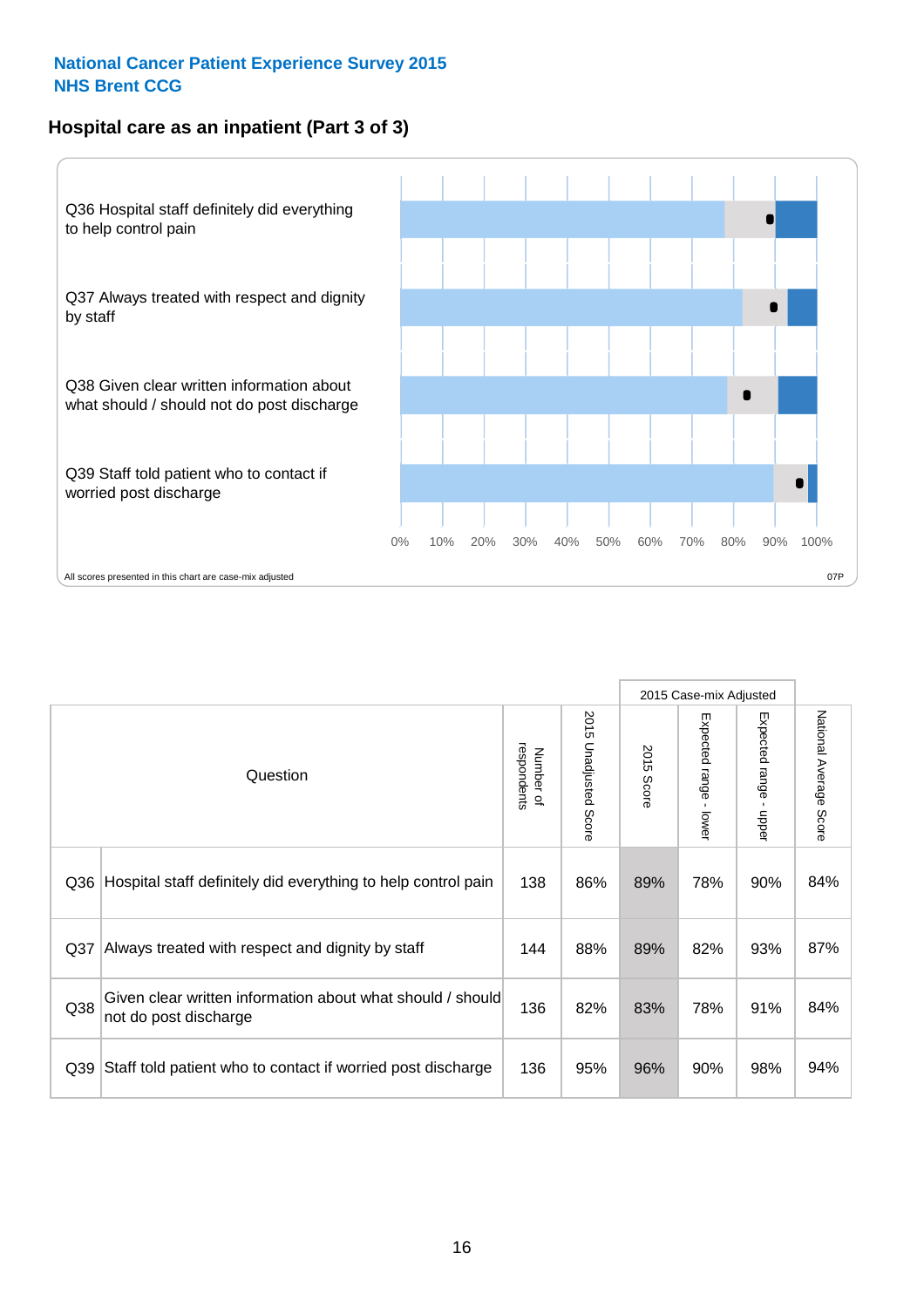**National Cancer Patient Experience Survey 2015**
**NHS Brent CCG**

## Hospital care as an inpatient (Part 3 of 3)

Q36 Hospital staff definitely did everything to help control pain

Q37 Always treated with respect and dignity by staff

Q38 Given clear written information about what should / should not do post discharge

Q39 Staff told patient who to contact if worried post discharge

0% 10% 20% 30% 40% 50% 60% 70% 80% 90% 100%

All scores presented in this chart are case-mix adjusted

07P

| Question | | Number of respondents | 2015 Unadjusted Score | 2015 Case-mix Adjusted | | | National Average Score |
|---|---|---|---|---|---|---|---|
| | | | | 2015 Score | Expected range - lower | Expected range - upper | |
| Q36 | Hospital staff definitely did everything to help control pain | 138 | 86% | 89% | 78% | 90% | 84% |
| Q37 | Always treated with respect and dignity by staff | 144 | 88% | 89% | 82% | 93% | 87% |
| Q38 | Given clear written information about what should / should not do post discharge | 136 | 82% | 83% | 78% | 91% | 84% |
| Q39 | Staff told patient who to contact if worried post discharge | 136 | 95% | 96% | 90% | 98% | 94% |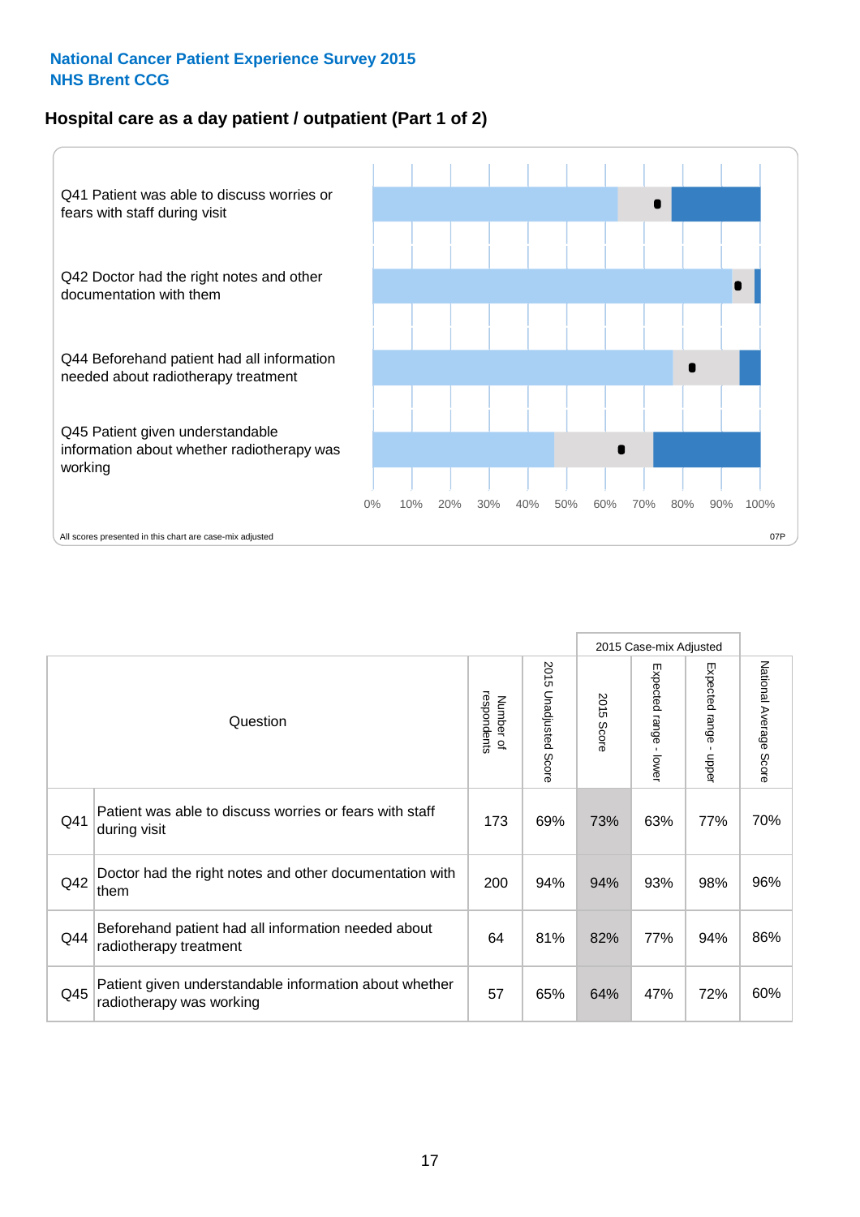**National Cancer Patient Experience Survey 2015**
**NHS Brent CCG**

## Hospital care as a day patient / outpatient (Part 1 of 2)

Q41 Patient was able to discuss worries or fears with staff during visit

Q42 Doctor had the right notes and other documentation with them

Q44 Beforehand patient had all information needed about radiotherapy treatment

Q45 Patient given understandable information about whether radiotherapy was working

0% 10% 20% 30% 40% 50% 60% 70% 80% 90% 100%

All scores presented in this chart are case-mix adjusted

07P

| Question | | Number of respondents | 2015 Unadjusted Score | 2015 Case-mix Adjusted: 2015 Score | 2015 Case-mix Adjusted: Expected range - lower | 2015 Case-mix Adjusted: Expected range - upper | National Average Score |
|---|---|---|---|---|---|---|---|
| Q41 | Patient was able to discuss worries or fears with staff during visit | 173 | 69% | 73% | 63% | 77% | 70% |
| Q42 | Doctor had the right notes and other documentation with them | 200 | 94% | 94% | 93% | 98% | 96% |
| Q44 | Beforehand patient had all information needed about radiotherapy treatment | 64 | 81% | 82% | 77% | 94% | 86% |
| Q45 | Patient given understandable information about whether radiotherapy was working | 57 | 65% | 64% | 47% | 72% | 60% |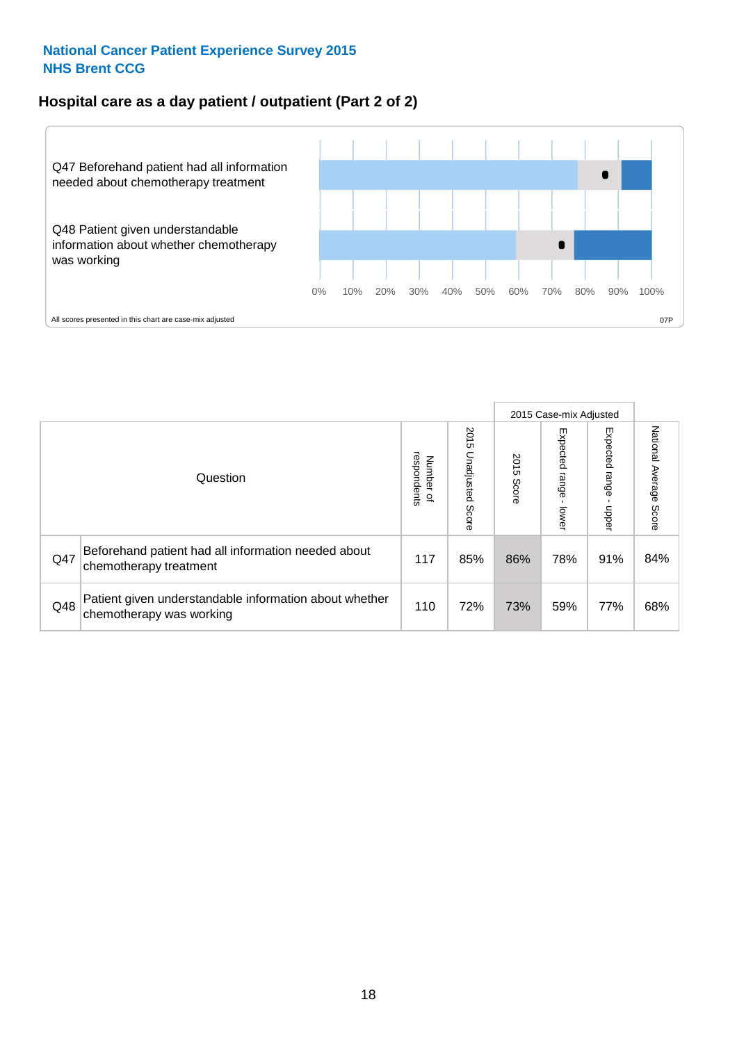National Cancer Patient Experience Survey 2015
NHS Brent CCG

## Hospital care as a day patient / outpatient (Part 2 of 2)

Q47 Beforehand patient had all information needed about chemotherapy treatment

Q48 Patient given understandable information about whether chemotherapy was working

0% 10% 20% 30% 40% 50% 60% 70% 80% 90% 100%

All scores presented in this chart are case-mix adjusted

07P

| Question | | Number of respondents | 2015 Unadjusted Score | 2015 Case-mix Adjusted 2015 Score | 2015 Case-mix Adjusted Expected range - lower | 2015 Case-mix Adjusted Expected range - upper | National Average Score |
|---|---|---|---|---|---|---|---|
| Q47 | Beforehand patient had all information needed about chemotherapy treatment | 117 | 85% | 86% | 78% | 91% | 84% |
| Q48 | Patient given understandable information about whether chemotherapy was working | 110 | 72% | 73% | 59% | 77% | 68% |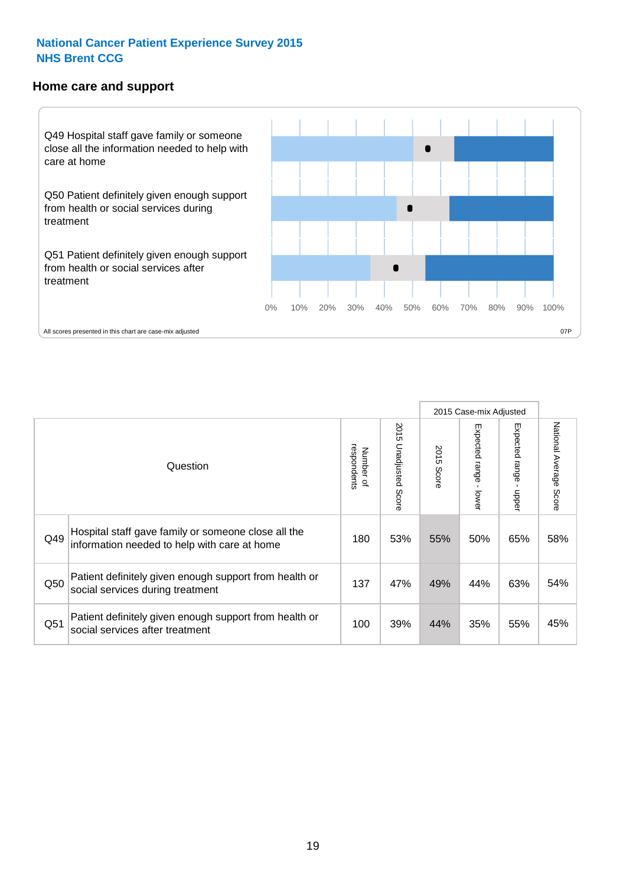National Cancer Patient Experience Survey 2015
NHS Brent CCG

## Home care and support

Q49 Hospital staff gave family or someone close all the information needed to help with care at home

Q50 Patient definitely given enough support from health or social services during treatment

Q51 Patient definitely given enough support from health or social services after treatment

0% 10% 20% 30% 40% 50% 60% 70% 80% 90% 100%

All scores presented in this chart are case-mix adjusted

07P

| Question | | Number of respondents | 2015 Unadjusted Score | 2015 Case-mix Adjusted: 2015 Score | 2015 Case-mix Adjusted: Expected range - lower | 2015 Case-mix Adjusted: Expected range - upper | National Average Score |
|---|---|---|---|---|---|---|---|
| Q49 | Hospital staff gave family or someone close all the information needed to help with care at home | 180 | 53% | 55% | 50% | 65% | 58% |
| Q50 | Patient definitely given enough support from health or social services during treatment | 137 | 47% | 49% | 44% | 63% | 54% |
| Q51 | Patient definitely given enough support from health or social services after treatment | 100 | 39% | 44% | 35% | 55% | 45% |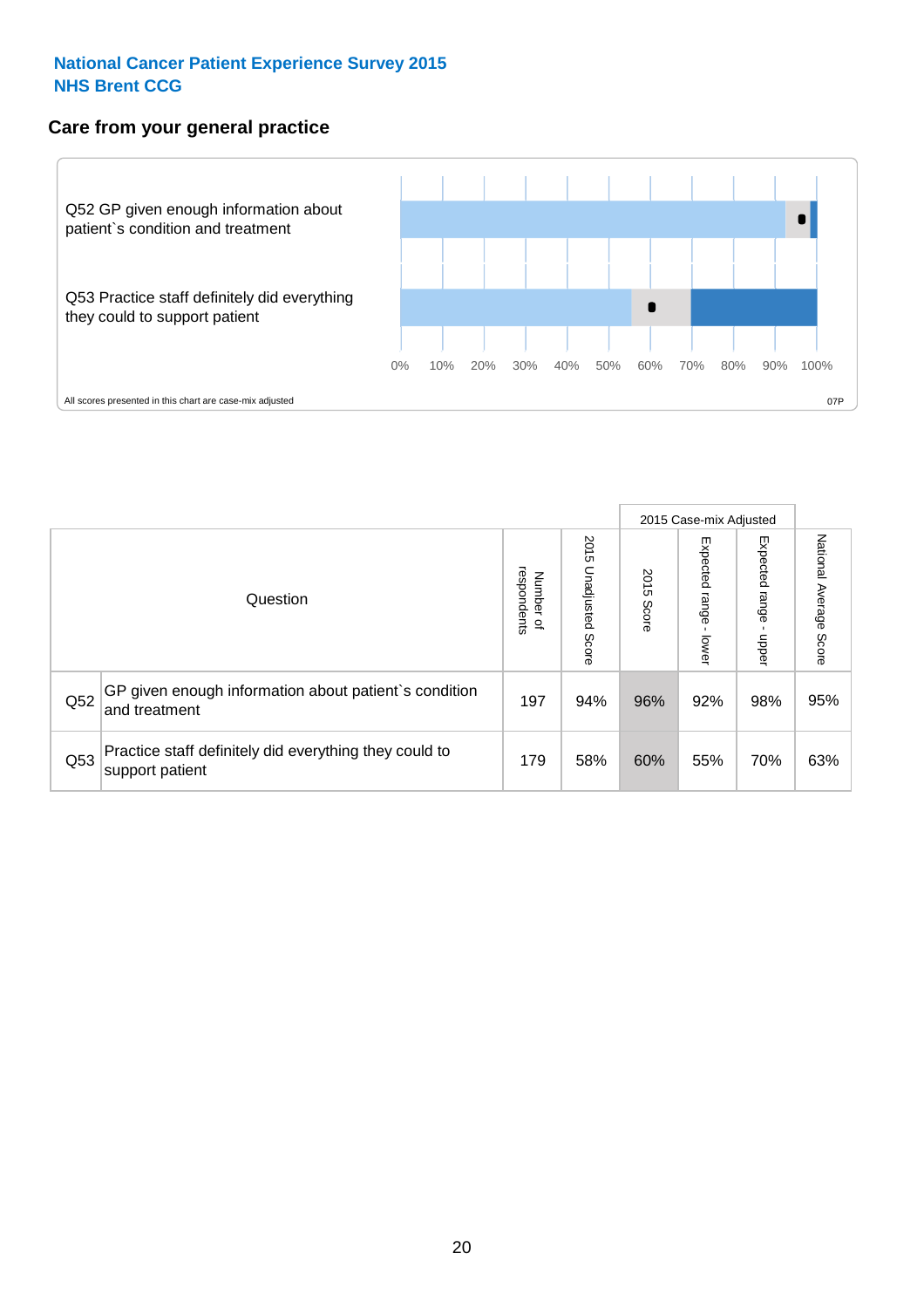**National Cancer Patient Experience Survey 2015**
**NHS Brent CCG**

## Care from your general practice

Q52 GP given enough information about patient`s condition and treatment

Q53 Practice staff definitely did everything they could to support patient

0% 10% 20% 30% 40% 50% 60% 70% 80% 90% 100%

All scores presented in this chart are case-mix adjusted

07P

| Question | | Number of respondents | 2015 Unadjusted Score | 2015 Case-mix Adjusted | | | National Average Score |
|---|---|---|---|---|---|---|---|
| | | | | 2015 Score | Expected range - lower | Expected range - upper | |
| Q52 | GP given enough information about patient`s condition and treatment | 197 | 94% | 96% | 92% | 98% | 95% |
| Q53 | Practice staff definitely did everything they could to support patient | 179 | 58% | 60% | 55% | 70% | 63% |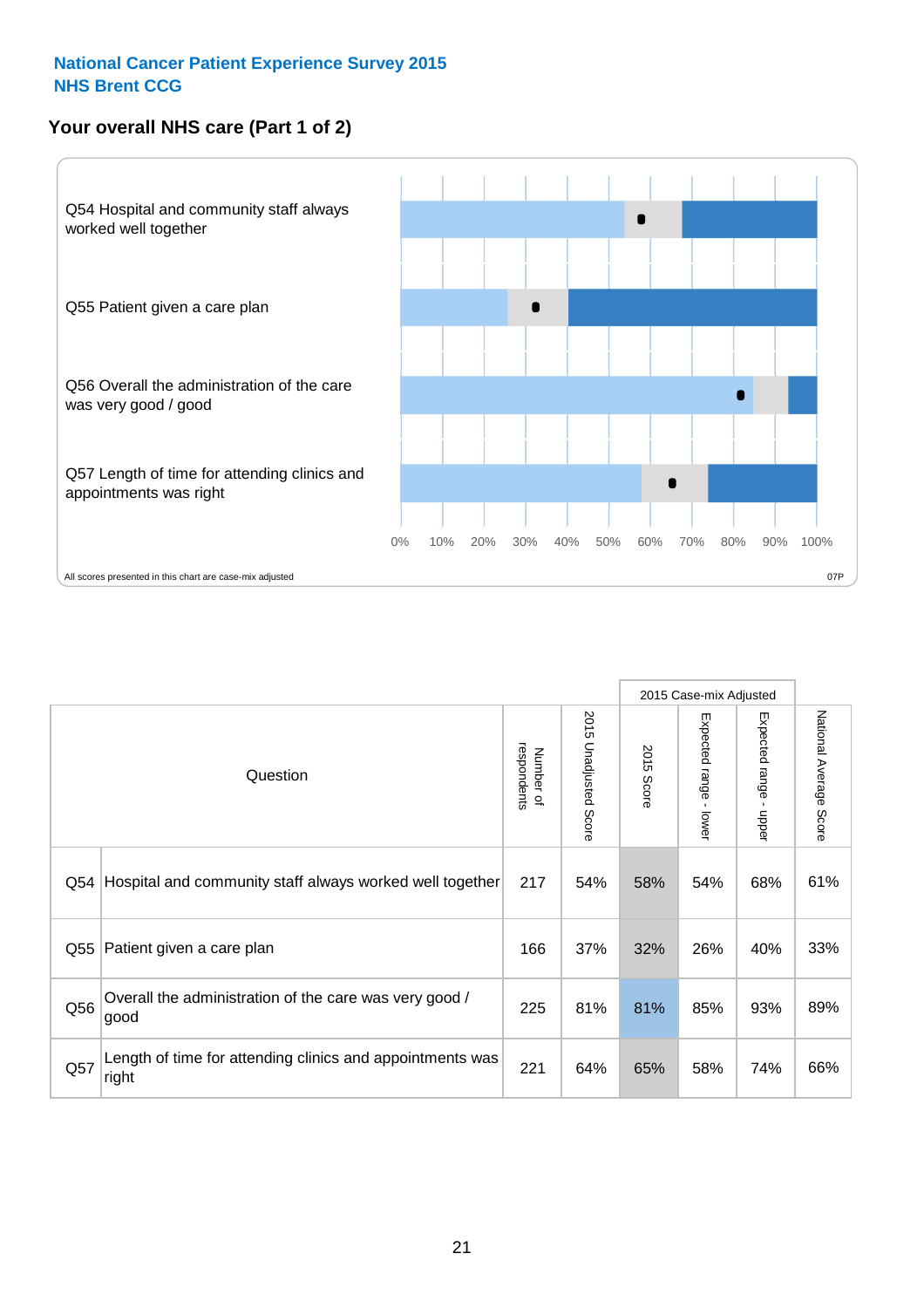**National Cancer Patient Experience Survey 2015**
**NHS Brent CCG**

## Your overall NHS care (Part 1 of 2)

Q54 Hospital and community staff always worked well together

Q55 Patient given a care plan

Q56 Overall the administration of the care was very good / good

Q57 Length of time for attending clinics and appointments was right

0% 10% 20% 30% 40% 50% 60% 70% 80% 90% 100%

All scores presented in this chart are case-mix adjusted

07P

| Question | | Number of respondents | 2015 Unadjusted Score | 2015 Case-mix Adjusted: 2015 Score | 2015 Case-mix Adjusted: Expected range - lower | 2015 Case-mix Adjusted: Expected range - upper | National Average Score |
|---|---|---|---|---|---|---|---|
| Q54 | Hospital and community staff always worked well together | 217 | 54% | 58% | 54% | 68% | 61% |
| Q55 | Patient given a care plan | 166 | 37% | 32% | 26% | 40% | 33% |
| Q56 | Overall the administration of the care was very good / good | 225 | 81% | 81% | 85% | 93% | 89% |
| Q57 | Length of time for attending clinics and appointments was right | 221 | 64% | 65% | 58% | 74% | 66% |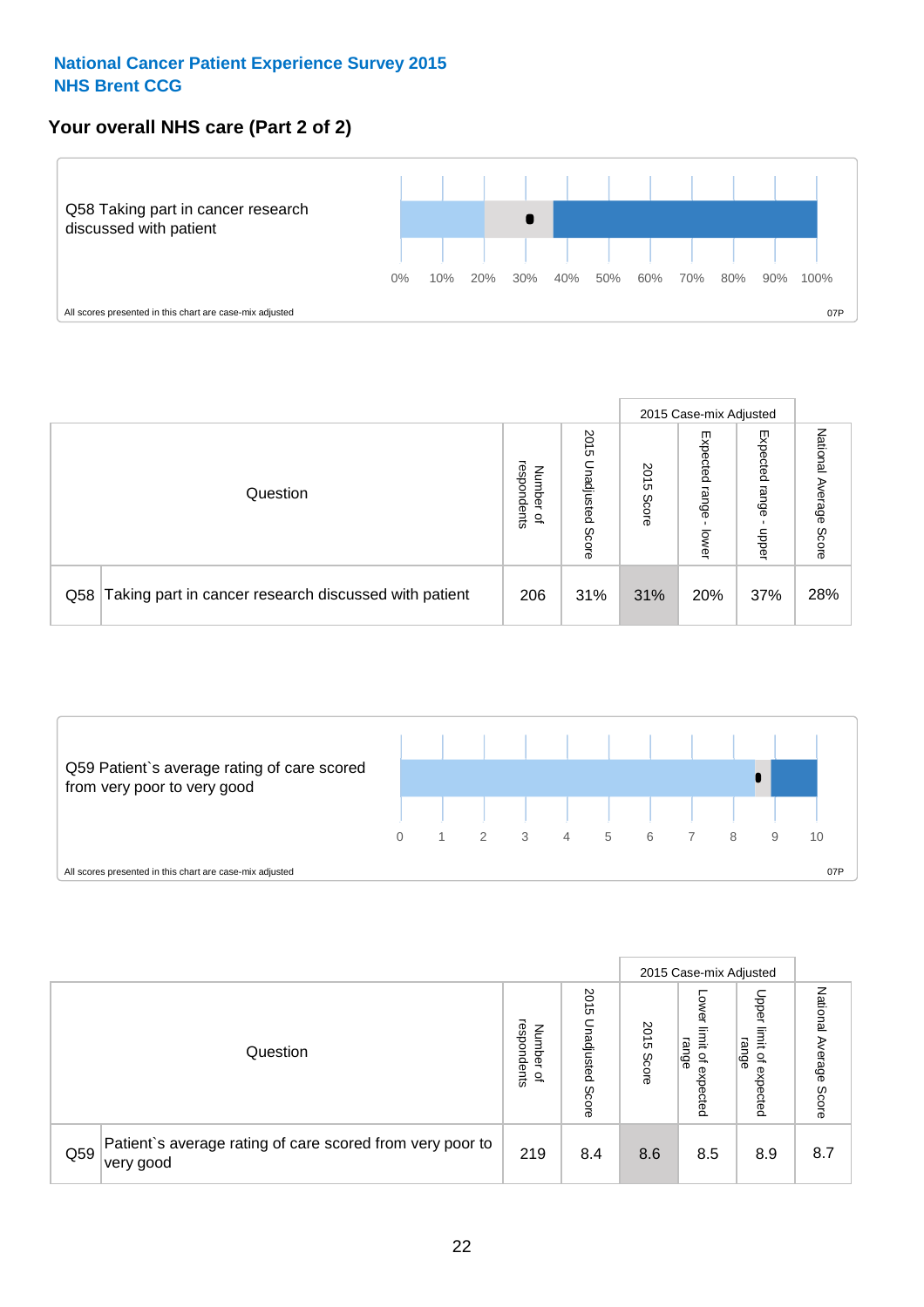National Cancer Patient Experience Survey 2015
NHS Brent CCG

## Your overall NHS care (Part 2 of 2)

Q58 Taking part in cancer research discussed with patient

0% 10% 20% 30% 40% 50% 60% 70% 80% 90% 100%

All scores presented in this chart are case-mix adjusted

07P

| Question | | Number of respondents | 2015 Unadjusted Score | 2015 Case-mix Adjusted | | | National Average Score |
|---|---|---|---|---|---|---|---|
| | | | | 2015 Score | Expected range - lower | Expected range - upper | |
| Q58 | Taking part in cancer research discussed with patient | 206 | 31% | 31% | 20% | 37% | 28% |

Q59 Patient`s average rating of care scored from very poor to very good

0 1 2 3 4 5 6 7 8 9 10

All scores presented in this chart are case-mix adjusted

07P

| Question | | Number of respondents | 2015 Unadjusted Score | 2015 Case-mix Adjusted | | | National Average Score |
|---|---|---|---|---|---|---|---|
| | | | | 2015 Score | Lower limit of expected range | Upper limit of expected range | |
| Q59 | Patient`s average rating of care scored from very poor to very good | 219 | 8.4 | 8.6 | 8.5 | 8.9 | 8.7 |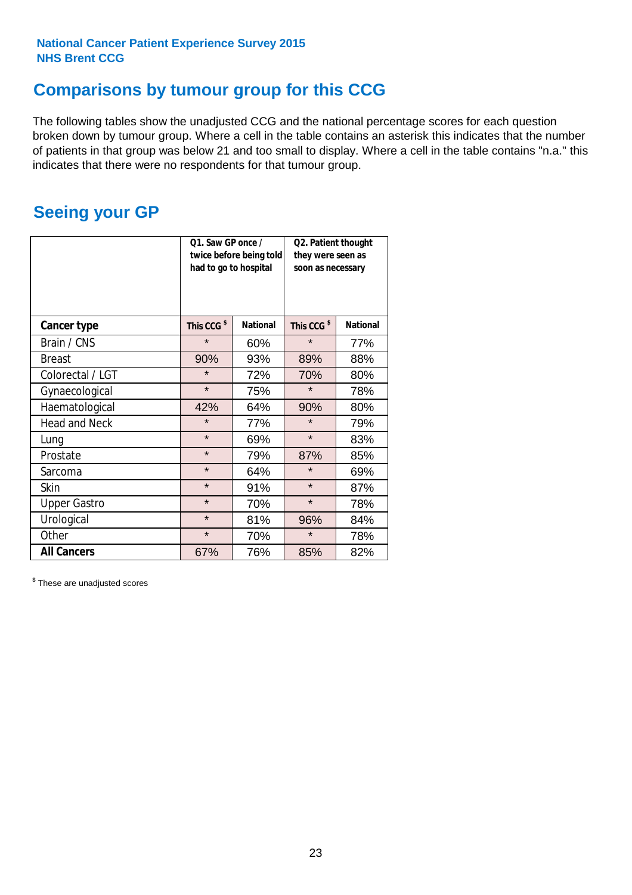National Cancer Patient Experience Survey 2015
NHS Brent CCG

## Comparisons by tumour group for this CCG

The following tables show the unadjusted CCG and the national percentage scores for each question broken down by tumour group. Where a cell in the table contains an asterisk this indicates that the number of patients in that group was below 21 and too small to display. Where a cell in the table contains "n.a." this indicates that there were no respondents for that tumour group.

## Seeing your GP

| | Q1. Saw GP once / twice before being told had to go to hospital | | Q2. Patient thought they were seen as soon as necessary | |
|---|---|---|---|---|
| **Cancer type** | This CCG $ | National | This CCG $ | National |
| Brain / CNS | * | 60% | * | 77% |
| Breast | 90% | 93% | 89% | 88% |
| Colorectal / LGT | * | 72% | 70% | 80% |
| Gynaecological | * | 75% | * | 78% |
| Haematological | 42% | 64% | 90% | 80% |
| Head and Neck | * | 77% | * | 79% |
| Lung | * | 69% | * | 83% |
| Prostate | * | 79% | 87% | 85% |
| Sarcoma | * | 64% | * | 69% |
| Skin | * | 91% | * | 87% |
| Upper Gastro | * | 70% | * | 78% |
| Urological | * | 81% | 96% | 84% |
| Other | * | 70% | * | 78% |
| **All Cancers** | 67% | 76% | 85% | 82% |

$ These are unadjusted scores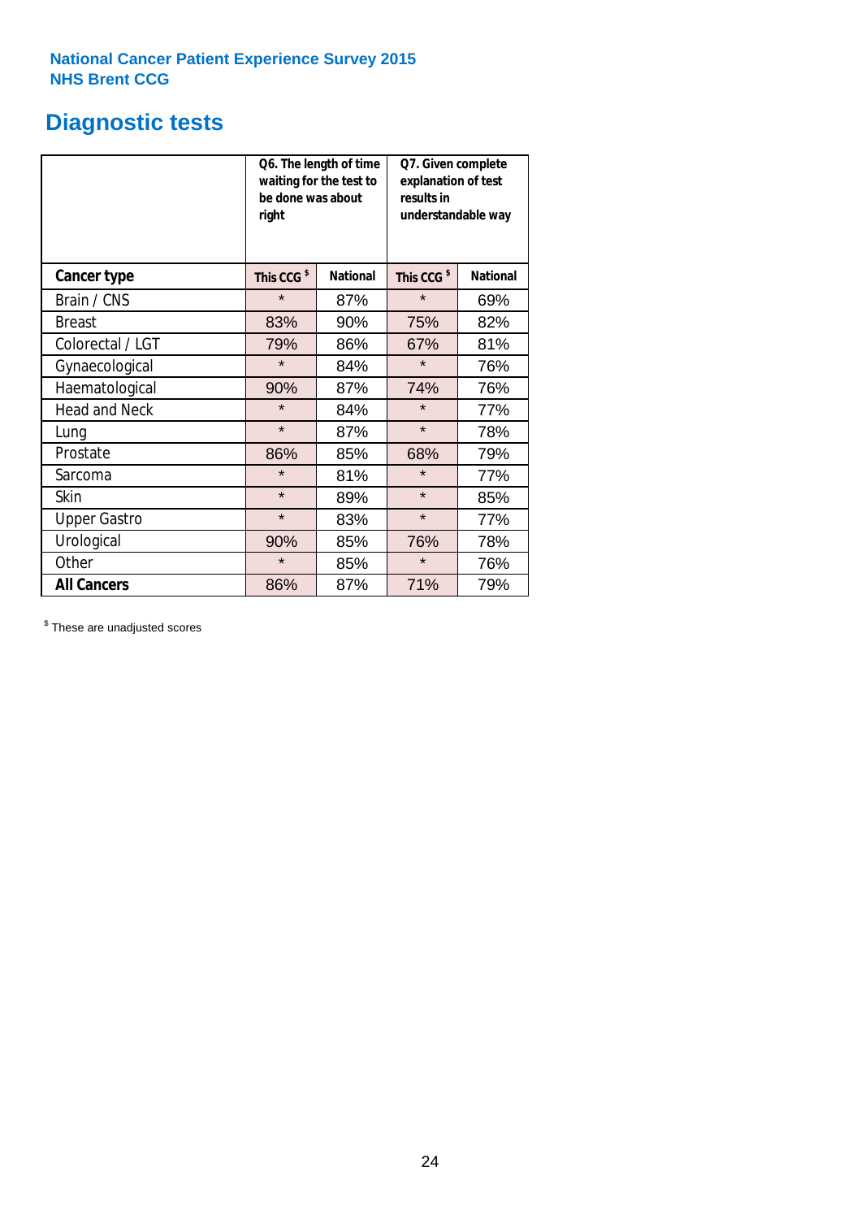National Cancer Patient Experience Survey 2015
NHS Brent CCG

# Diagnostic tests

| | Q6. The length of time waiting for the test to be done was about right | | Q7. Given complete explanation of test results in understandable way | |
|---|---|---|---|---|
| **Cancer type** | **This CCG $** | **National** | **This CCG $** | **National** |
| Brain / CNS | * | 87% | * | 69% |
| Breast | 83% | 90% | 75% | 82% |
| Colorectal / LGT | 79% | 86% | 67% | 81% |
| Gynaecological | * | 84% | * | 76% |
| Haematological | 90% | 87% | 74% | 76% |
| Head and Neck | * | 84% | * | 77% |
| Lung | * | 87% | * | 78% |
| Prostate | 86% | 85% | 68% | 79% |
| Sarcoma | * | 81% | * | 77% |
| Skin | * | 89% | * | 85% |
| Upper Gastro | * | 83% | * | 77% |
| Urological | 90% | 85% | 76% | 78% |
| Other | * | 85% | * | 76% |
| **All Cancers** | 86% | 87% | 71% | 79% |

$ These are unadjusted scores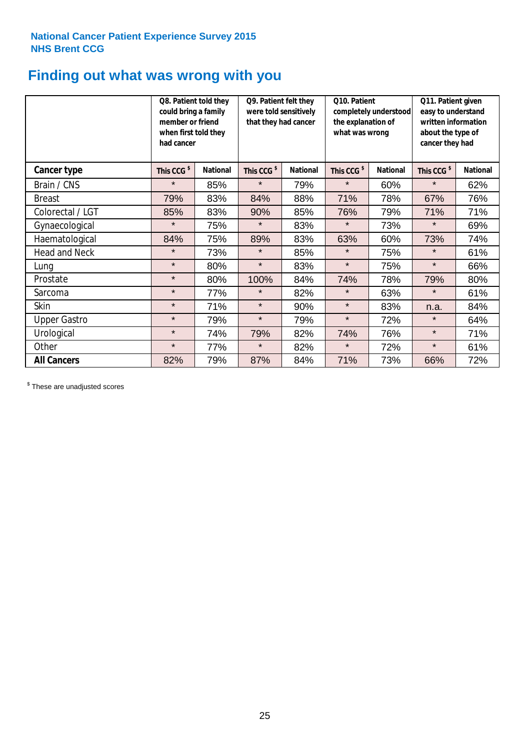**National Cancer Patient Experience Survey 2015**
**NHS Brent CCG**

# Finding out what was wrong with you

| | Q8. Patient told they could bring a family member or friend when first told they had cancer | | Q9. Patient felt they were told sensitively that they had cancer | | Q10. Patient completely understood the explanation of what was wrong | | Q11. Patient given easy to understand written information about the type of cancer they had | |
|---|---|---|---|---|---|---|---|---|
| **Cancer type** | This CCG $ | National | This CCG $ | National | This CCG $ | National | This CCG $ | National |
| Brain / CNS | * | 85% | * | 79% | * | 60% | * | 62% |
| Breast | 79% | 83% | 84% | 88% | 71% | 78% | 67% | 76% |
| Colorectal / LGT | 85% | 83% | 90% | 85% | 76% | 79% | 71% | 71% |
| Gynaecological | * | 75% | * | 83% | * | 73% | * | 69% |
| Haematological | 84% | 75% | 89% | 83% | 63% | 60% | 73% | 74% |
| Head and Neck | * | 73% | * | 85% | * | 75% | * | 61% |
| Lung | * | 80% | * | 83% | * | 75% | * | 66% |
| Prostate | * | 80% | 100% | 84% | 74% | 78% | 79% | 80% |
| Sarcoma | * | 77% | * | 82% | * | 63% | * | 61% |
| Skin | * | 71% | * | 90% | * | 83% | n.a. | 84% |
| Upper Gastro | * | 79% | * | 79% | * | 72% | * | 64% |
| Urological | * | 74% | 79% | 82% | 74% | 76% | * | 71% |
| Other | * | 77% | * | 82% | * | 72% | * | 61% |
| **All Cancers** | 82% | 79% | 87% | 84% | 71% | 73% | 66% | 72% |

$ These are unadjusted scores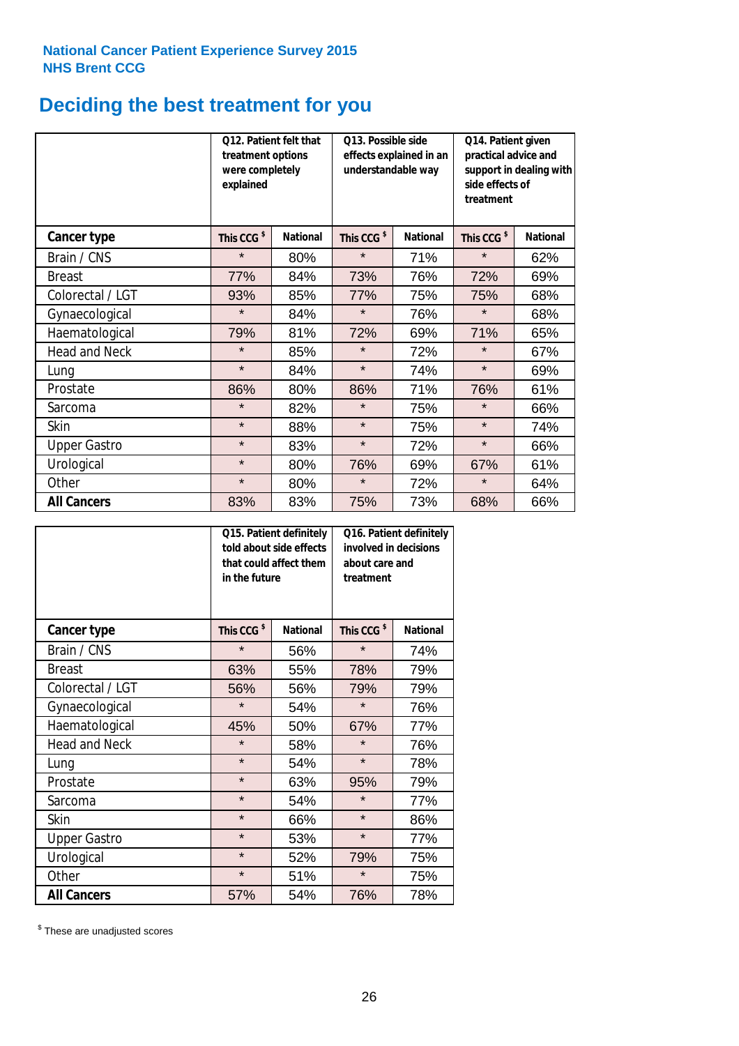**National Cancer Patient Experience Survey 2015**
**NHS Brent CCG**

# Deciding the best treatment for you

| | Q12. Patient felt that treatment options were completely explained | | Q13. Possible side effects explained in an understandable way | | Q14. Patient given practical advice and support in dealing with side effects of treatment | |
|---|---|---|---|---|---|---|
| **Cancer type** | **This CCG $** | **National** | **This CCG $** | **National** | **This CCG $** | **National** |
| Brain / CNS | * | 80% | * | 71% | * | 62% |
| Breast | 77% | 84% | 73% | 76% | 72% | 69% |
| Colorectal / LGT | 93% | 85% | 77% | 75% | 75% | 68% |
| Gynaecological | * | 84% | * | 76% | * | 68% |
| Haematological | 79% | 81% | 72% | 69% | 71% | 65% |
| Head and Neck | * | 85% | * | 72% | * | 67% |
| Lung | * | 84% | * | 74% | * | 69% |
| Prostate | 86% | 80% | 86% | 71% | 76% | 61% |
| Sarcoma | * | 82% | * | 75% | * | 66% |
| Skin | * | 88% | * | 75% | * | 74% |
| Upper Gastro | * | 83% | * | 72% | * | 66% |
| Urological | * | 80% | 76% | 69% | 67% | 61% |
| Other | * | 80% | * | 72% | * | 64% |
| **All Cancers** | 83% | 83% | 75% | 73% | 68% | 66% |

| | Q15. Patient definitely told about side effects that could affect them in the future | | Q16. Patient definitely involved in decisions about care and treatment | |
|---|---|---|---|---|
| **Cancer type** | **This CCG $** | **National** | **This CCG $** | **National** |
| Brain / CNS | * | 56% | * | 74% |
| Breast | 63% | 55% | 78% | 79% |
| Colorectal / LGT | 56% | 56% | 79% | 79% |
| Gynaecological | * | 54% | * | 76% |
| Haematological | 45% | 50% | 67% | 77% |
| Head and Neck | * | 58% | * | 76% |
| Lung | * | 54% | * | 78% |
| Prostate | * | 63% | 95% | 79% |
| Sarcoma | * | 54% | * | 77% |
| Skin | * | 66% | * | 86% |
| Upper Gastro | * | 53% | * | 77% |
| Urological | * | 52% | 79% | 75% |
| Other | * | 51% | * | 75% |
| **All Cancers** | 57% | 54% | 76% | 78% |

$ These are unadjusted scores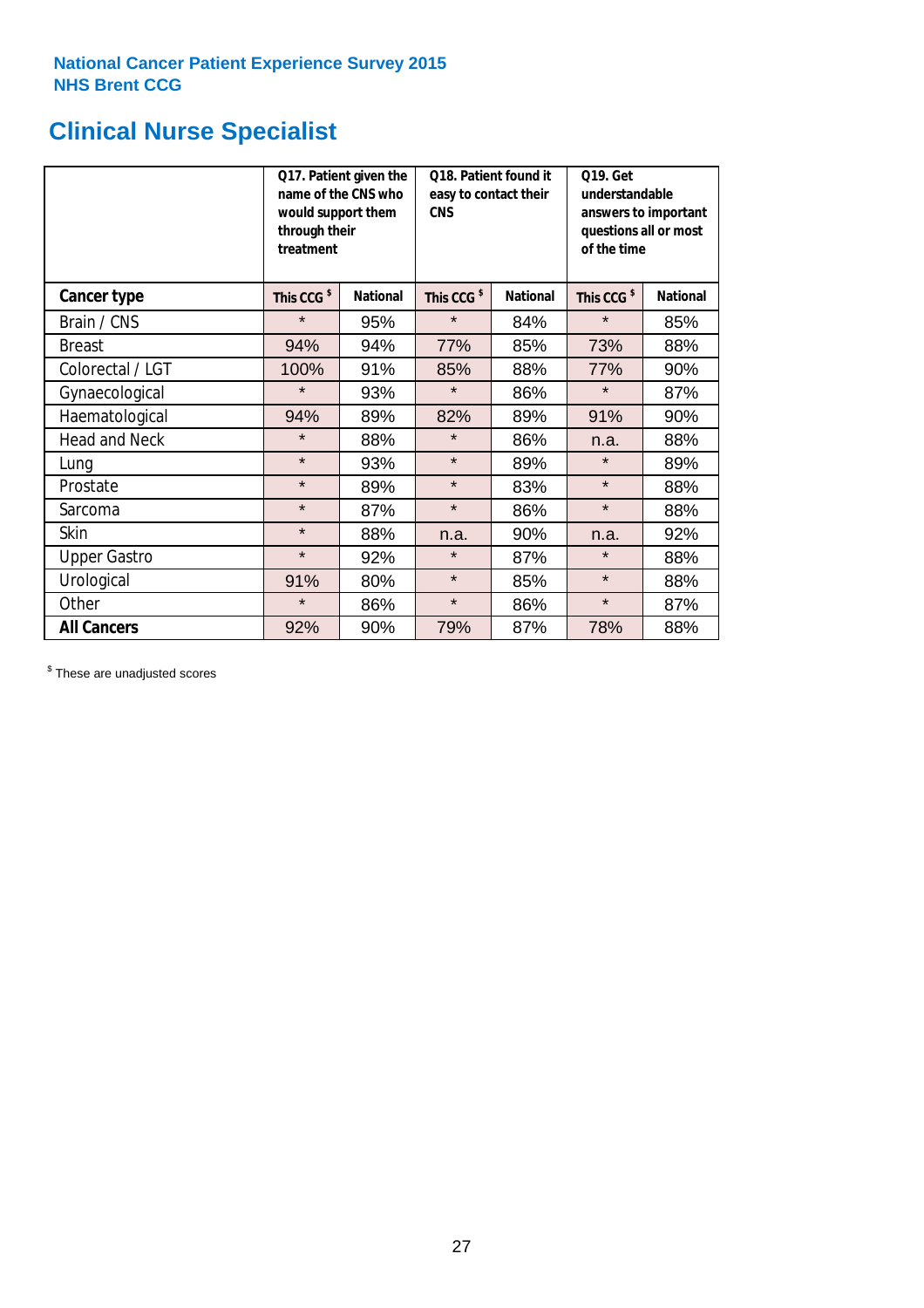National Cancer Patient Experience Survey 2015
NHS Brent CCG

# Clinical Nurse Specialist

| | Q17. Patient given the name of the CNS who would support them through their treatment | | Q18. Patient found it easy to contact their CNS | | Q19. Get understandable answers to important questions all or most of the time | |
|---|---|---|---|---|---|---|
| **Cancer type** | **This CCG $** | **National** | **This CCG $** | **National** | **This CCG $** | **National** |
| Brain / CNS | * | 95% | * | 84% | * | 85% |
| Breast | 94% | 94% | 77% | 85% | 73% | 88% |
| Colorectal / LGT | 100% | 91% | 85% | 88% | 77% | 90% |
| Gynaecological | * | 93% | * | 86% | * | 87% |
| Haematological | 94% | 89% | 82% | 89% | 91% | 90% |
| Head and Neck | * | 88% | * | 86% | n.a. | 88% |
| Lung | * | 93% | * | 89% | * | 89% |
| Prostate | * | 89% | * | 83% | * | 88% |
| Sarcoma | * | 87% | * | 86% | * | 88% |
| Skin | * | 88% | n.a. | 90% | n.a. | 92% |
| Upper Gastro | * | 92% | * | 87% | * | 88% |
| Urological | 91% | 80% | * | 85% | * | 88% |
| Other | * | 86% | * | 86% | * | 87% |
| **All Cancers** | 92% | 90% | 79% | 87% | 78% | 88% |

$ These are unadjusted scores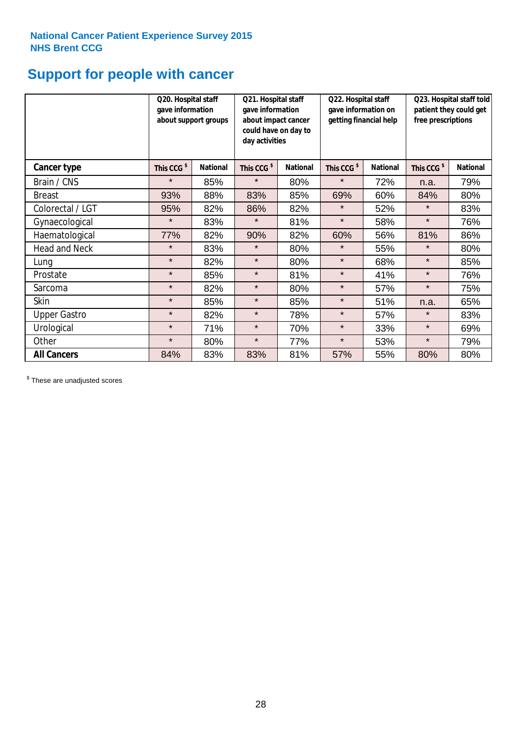National Cancer Patient Experience Survey 2015
NHS Brent CCG

# Support for people with cancer

| | Q20. Hospital staff gave information about support groups | | Q21. Hospital staff gave information about impact cancer could have on day to day activities | | Q22. Hospital staff gave information on getting financial help | | Q23. Hospital staff told patient they could get free prescriptions | |
|---|---|---|---|---|---|---|---|---|
| **Cancer type** | This CCG $ | National | This CCG $ | National | This CCG $ | National | This CCG $ | National |
| Brain / CNS | * | 85% | * | 80% | * | 72% | n.a. | 79% |
| Breast | 93% | 88% | 83% | 85% | 69% | 60% | 84% | 80% |
| Colorectal / LGT | 95% | 82% | 86% | 82% | * | 52% | * | 83% |
| Gynaecological | * | 83% | * | 81% | * | 58% | * | 76% |
| Haematological | 77% | 82% | 90% | 82% | 60% | 56% | 81% | 86% |
| Head and Neck | * | 83% | * | 80% | * | 55% | * | 80% |
| Lung | * | 82% | * | 80% | * | 68% | * | 85% |
| Prostate | * | 85% | * | 81% | * | 41% | * | 76% |
| Sarcoma | * | 82% | * | 80% | * | 57% | * | 75% |
| Skin | * | 85% | * | 85% | * | 51% | n.a. | 65% |
| Upper Gastro | * | 82% | * | 78% | * | 57% | * | 83% |
| Urological | * | 71% | * | 70% | * | 33% | * | 69% |
| Other | * | 80% | * | 77% | * | 53% | * | 79% |
| **All Cancers** | 84% | 83% | 83% | 81% | 57% | 55% | 80% | 80% |

$ These are unadjusted scores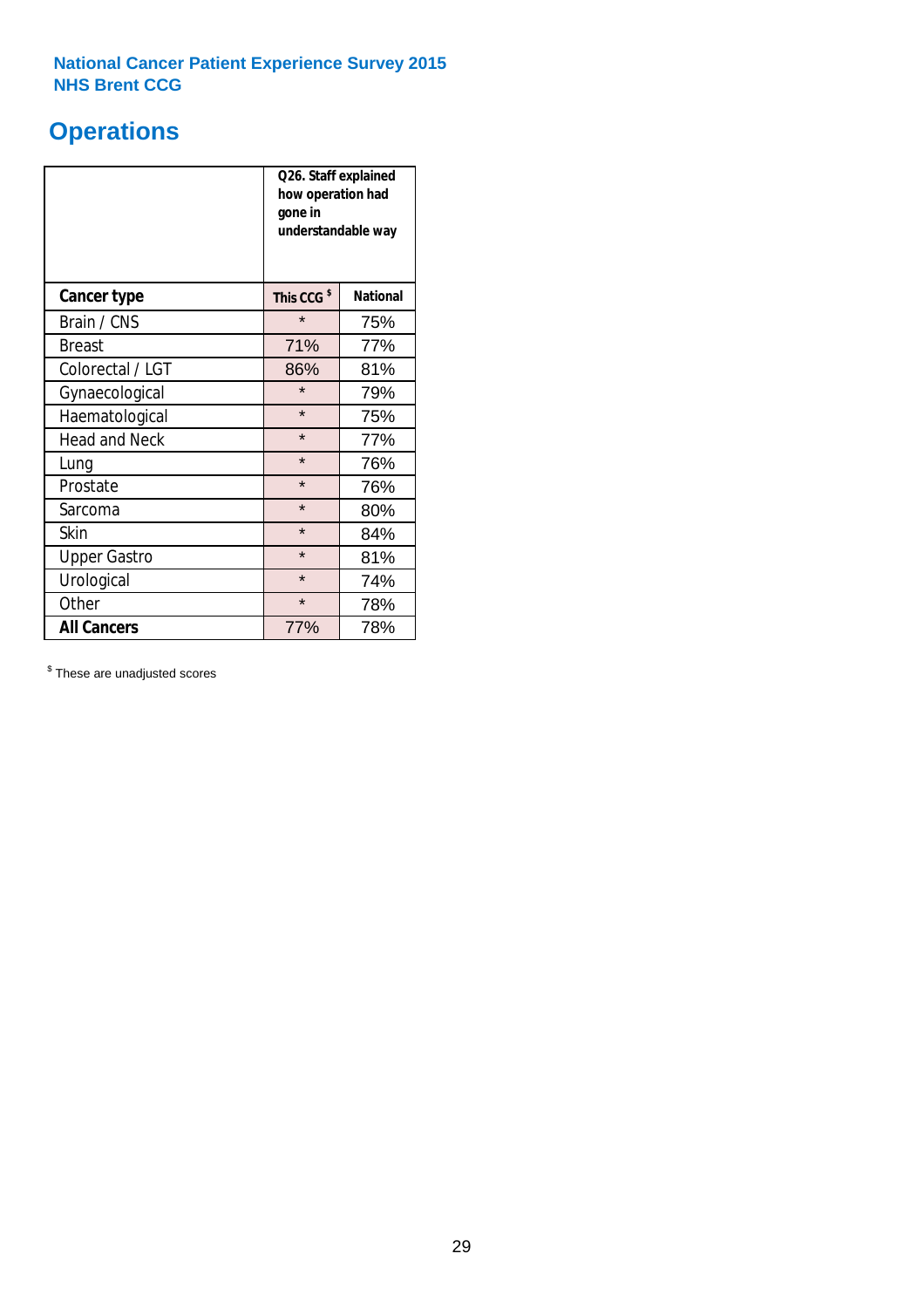National Cancer Patient Experience Survey 2015
NHS Brent CCG

# Operations

| | Q26. Staff explained how operation had gone in understandable way | |
|---|---|---|
| **Cancer type** | **This CCG $** | **National** |
| Brain / CNS | * | 75% |
| Breast | 71% | 77% |
| Colorectal / LGT | 86% | 81% |
| Gynaecological | * | 79% |
| Haematological | * | 75% |
| Head and Neck | * | 77% |
| Lung | * | 76% |
| Prostate | * | 76% |
| Sarcoma | * | 80% |
| Skin | * | 84% |
| Upper Gastro | * | 81% |
| Urological | * | 74% |
| Other | * | 78% |
| **All Cancers** | 77% | 78% |

$ These are unadjusted scores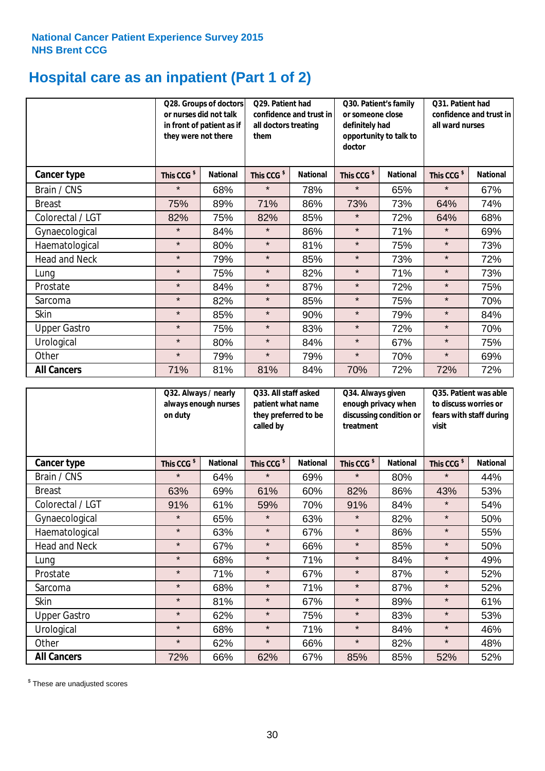National Cancer Patient Experience Survey 2015
NHS Brent CCG

# Hospital care as an inpatient (Part 1 of 2)

| | Q28. Groups of doctors or nurses did not talk in front of patient as if they were not there | | Q29. Patient had confidence and trust in all doctors treating them | | Q30. Patient's family or someone close definitely had opportunity to talk to doctor | | Q31. Patient had confidence and trust in all ward nurses | |
|---|---|---|---|---|---|---|---|---|
| **Cancer type** | This CCG $ | National | This CCG $ | National | This CCG $ | National | This CCG $ | National |
| Brain / CNS | * | 68% | * | 78% | * | 65% | * | 67% |
| Breast | 75% | 89% | 71% | 86% | 73% | 73% | 64% | 74% |
| Colorectal / LGT | 82% | 75% | 82% | 85% | * | 72% | 64% | 68% |
| Gynaecological | * | 84% | * | 86% | * | 71% | * | 69% |
| Haematological | * | 80% | * | 81% | * | 75% | * | 73% |
| Head and Neck | * | 79% | * | 85% | * | 73% | * | 72% |
| Lung | * | 75% | * | 82% | * | 71% | * | 73% |
| Prostate | * | 84% | * | 87% | * | 72% | * | 75% |
| Sarcoma | * | 82% | * | 85% | * | 75% | * | 70% |
| Skin | * | 85% | * | 90% | * | 79% | * | 84% |
| Upper Gastro | * | 75% | * | 83% | * | 72% | * | 70% |
| Urological | * | 80% | * | 84% | * | 67% | * | 75% |
| Other | * | 79% | * | 79% | * | 70% | * | 69% |
| **All Cancers** | 71% | 81% | 81% | 84% | 70% | 72% | 72% | 72% |

| | Q32. Always / nearly always enough nurses on duty | | Q33. All staff asked patient what name they preferred to be called by | | Q34. Always given enough privacy when discussing condition or treatment | | Q35. Patient was able to discuss worries or fears with staff during visit | |
|---|---|---|---|---|---|---|---|---|
| **Cancer type** | This CCG $ | National | This CCG $ | National | This CCG $ | National | This CCG $ | National |
| Brain / CNS | * | 64% | * | 69% | * | 80% | * | 44% |
| Breast | 63% | 69% | 61% | 60% | 82% | 86% | 43% | 53% |
| Colorectal / LGT | 91% | 61% | 59% | 70% | 91% | 84% | * | 54% |
| Gynaecological | * | 65% | * | 63% | * | 82% | * | 50% |
| Haematological | * | 63% | * | 67% | * | 86% | * | 55% |
| Head and Neck | * | 67% | * | 66% | * | 85% | * | 50% |
| Lung | * | 68% | * | 71% | * | 84% | * | 49% |
| Prostate | * | 71% | * | 67% | * | 87% | * | 52% |
| Sarcoma | * | 68% | * | 71% | * | 87% | * | 52% |
| Skin | * | 81% | * | 67% | * | 89% | * | 61% |
| Upper Gastro | * | 62% | * | 75% | * | 83% | * | 53% |
| Urological | * | 68% | * | 71% | * | 84% | * | 46% |
| Other | * | 62% | * | 66% | * | 82% | * | 48% |
| **All Cancers** | 72% | 66% | 62% | 67% | 85% | 85% | 52% | 52% |

$ These are unadjusted scores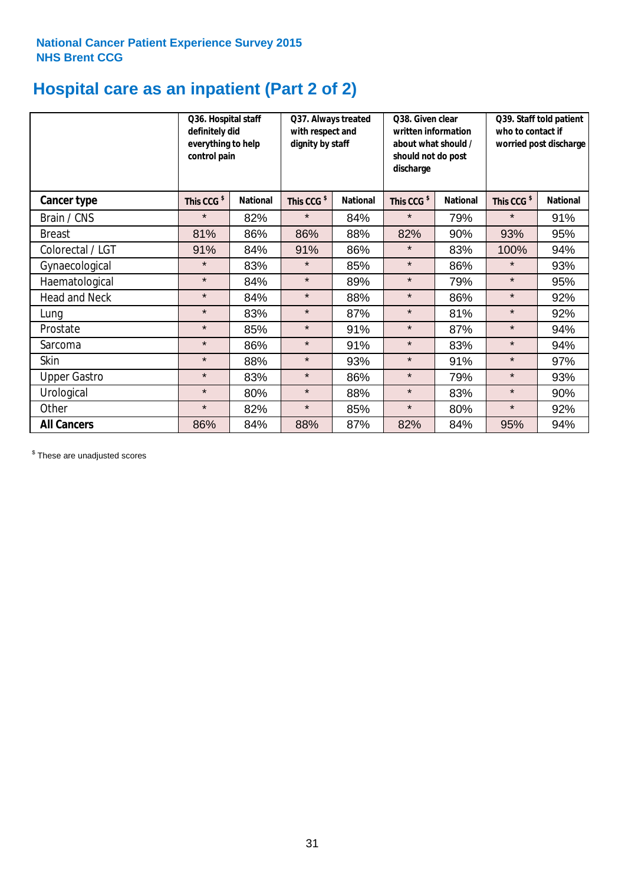National Cancer Patient Experience Survey 2015
NHS Brent CCG

# Hospital care as an inpatient (Part 2 of 2)

| | Q36. Hospital staff definitely did everything to help control pain | | Q37. Always treated with respect and dignity by staff | | Q38. Given clear written information about what should / should not do post discharge | | Q39. Staff told patient who to contact if worried post discharge | |
|---|---|---|---|---|---|---|---|---|
| **Cancer type** | This CCG $ | National | This CCG $ | National | This CCG $ | National | This CCG $ | National |
| Brain / CNS | * | 82% | * | 84% | * | 79% | * | 91% |
| Breast | 81% | 86% | 86% | 88% | 82% | 90% | 93% | 95% |
| Colorectal / LGT | 91% | 84% | 91% | 86% | * | 83% | 100% | 94% |
| Gynaecological | * | 83% | * | 85% | * | 86% | * | 93% |
| Haematological | * | 84% | * | 89% | * | 79% | * | 95% |
| Head and Neck | * | 84% | * | 88% | * | 86% | * | 92% |
| Lung | * | 83% | * | 87% | * | 81% | * | 92% |
| Prostate | * | 85% | * | 91% | * | 87% | * | 94% |
| Sarcoma | * | 86% | * | 91% | * | 83% | * | 94% |
| Skin | * | 88% | * | 93% | * | 91% | * | 97% |
| Upper Gastro | * | 83% | * | 86% | * | 79% | * | 93% |
| Urological | * | 80% | * | 88% | * | 83% | * | 90% |
| Other | * | 82% | * | 85% | * | 80% | * | 92% |
| **All Cancers** | 86% | 84% | 88% | 87% | 82% | 84% | 95% | 94% |

$ These are unadjusted scores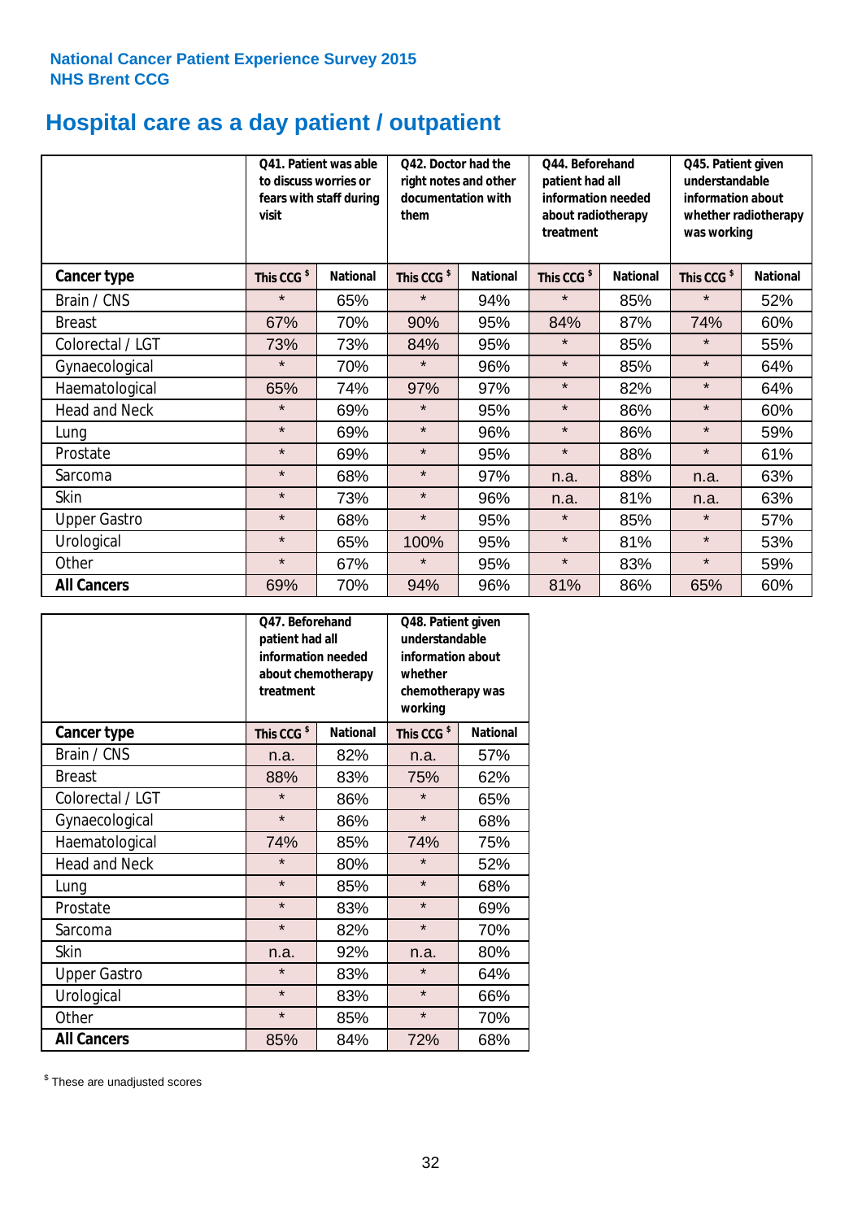National Cancer Patient Experience Survey 2015
NHS Brent CCG

# Hospital care as a day patient / outpatient

| | Q41. Patient was able to discuss worries or fears with staff during visit | | Q42. Doctor had the right notes and other documentation with them | | Q44. Beforehand patient had all information needed about radiotherapy treatment | | Q45. Patient given understandable information about whether radiotherapy was working | |
|---|---|---|---|---|---|---|---|---|
| **Cancer type** | This CCG $ | National | This CCG $ | National | This CCG $ | National | This CCG $ | National |
| Brain / CNS | * | 65% | * | 94% | * | 85% | * | 52% |
| Breast | 67% | 70% | 90% | 95% | 84% | 87% | 74% | 60% |
| Colorectal / LGT | 73% | 73% | 84% | 95% | * | 85% | * | 55% |
| Gynaecological | * | 70% | * | 96% | * | 85% | * | 64% |
| Haematological | 65% | 74% | 97% | 97% | * | 82% | * | 64% |
| Head and Neck | * | 69% | * | 95% | * | 86% | * | 60% |
| Lung | * | 69% | * | 96% | * | 86% | * | 59% |
| Prostate | * | 69% | * | 95% | * | 88% | * | 61% |
| Sarcoma | * | 68% | * | 97% | n.a. | 88% | n.a. | 63% |
| Skin | * | 73% | * | 96% | n.a. | 81% | n.a. | 63% |
| Upper Gastro | * | 68% | * | 95% | * | 85% | * | 57% |
| Urological | * | 65% | 100% | 95% | * | 81% | * | 53% |
| Other | * | 67% | * | 95% | * | 83% | * | 59% |
| **All Cancers** | 69% | 70% | 94% | 96% | 81% | 86% | 65% | 60% |

| | Q47. Beforehand patient had all information needed about chemotherapy treatment | | Q48. Patient given understandable information about whether chemotherapy was working | |
|---|---|---|---|---|
| **Cancer type** | This CCG $ | National | This CCG $ | National |
| Brain / CNS | n.a. | 82% | n.a. | 57% |
| Breast | 88% | 83% | 75% | 62% |
| Colorectal / LGT | * | 86% | * | 65% |
| Gynaecological | * | 86% | * | 68% |
| Haematological | 74% | 85% | 74% | 75% |
| Head and Neck | * | 80% | * | 52% |
| Lung | * | 85% | * | 68% |
| Prostate | * | 83% | * | 69% |
| Sarcoma | * | 82% | * | 70% |
| Skin | n.a. | 92% | n.a. | 80% |
| Upper Gastro | * | 83% | * | 64% |
| Urological | * | 83% | * | 66% |
| Other | * | 85% | * | 70% |
| **All Cancers** | 85% | 84% | 72% | 68% |

$ These are unadjusted scores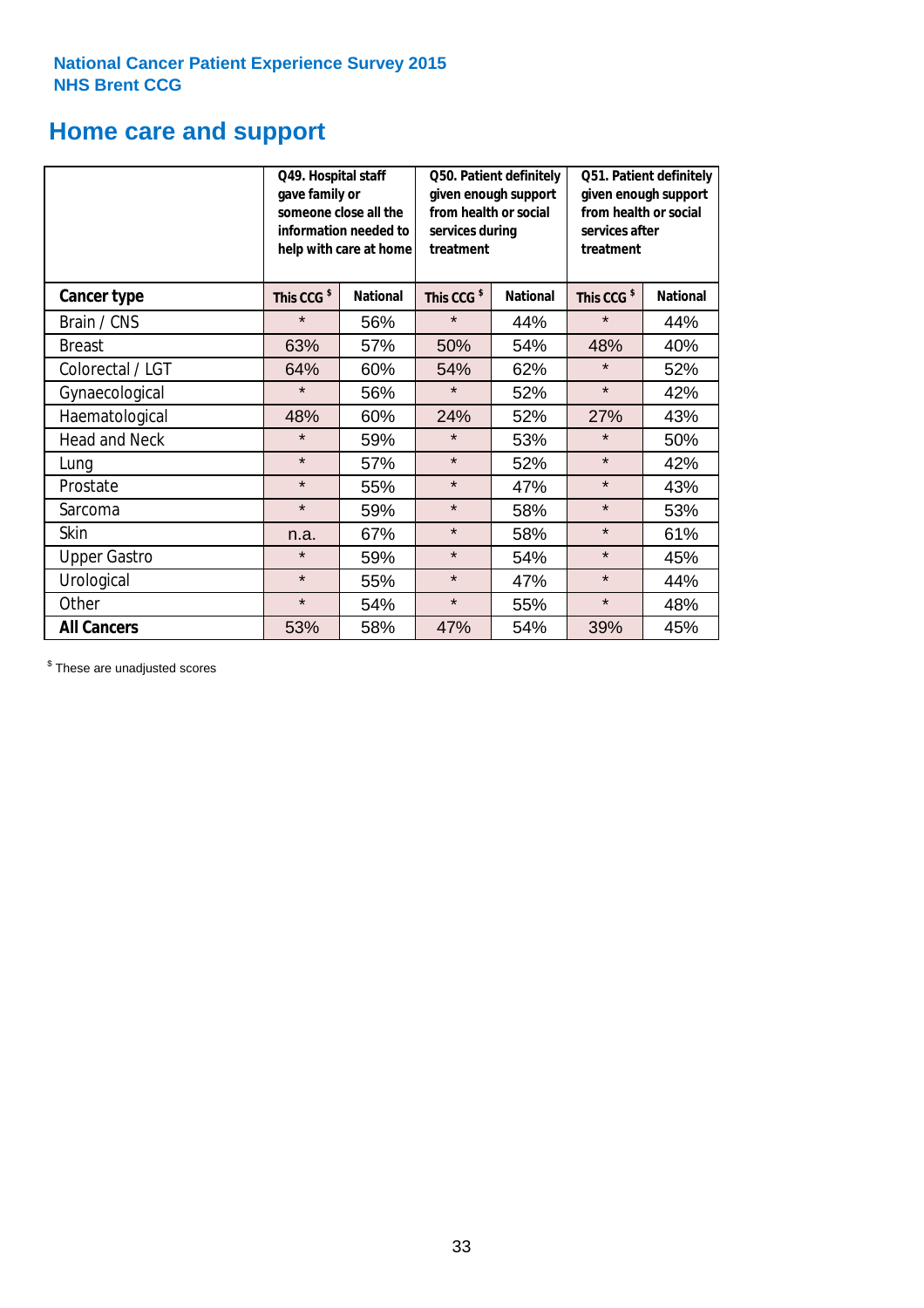National Cancer Patient Experience Survey 2015
NHS Brent CCG

# Home care and support

| | Q49. Hospital staff gave family or someone close all the information needed to help with care at home | | Q50. Patient definitely given enough support from health or social services during treatment | | Q51. Patient definitely given enough support from health or social services after treatment | |
|---|---|---|---|---|---|---|
| **Cancer type** | This CCG $ | National | This CCG $ | National | This CCG $ | National |
| Brain / CNS | * | 56% | * | 44% | * | 44% |
| Breast | 63% | 57% | 50% | 54% | 48% | 40% |
| Colorectal / LGT | 64% | 60% | 54% | 62% | * | 52% |
| Gynaecological | * | 56% | * | 52% | * | 42% |
| Haematological | 48% | 60% | 24% | 52% | 27% | 43% |
| Head and Neck | * | 59% | * | 53% | * | 50% |
| Lung | * | 57% | * | 52% | * | 42% |
| Prostate | * | 55% | * | 47% | * | 43% |
| Sarcoma | * | 59% | * | 58% | * | 53% |
| Skin | n.a. | 67% | * | 58% | * | 61% |
| Upper Gastro | * | 59% | * | 54% | * | 45% |
| Urological | * | 55% | * | 47% | * | 44% |
| Other | * | 54% | * | 55% | * | 48% |
| **All Cancers** | 53% | 58% | 47% | 54% | 39% | 45% |

$ These are unadjusted scores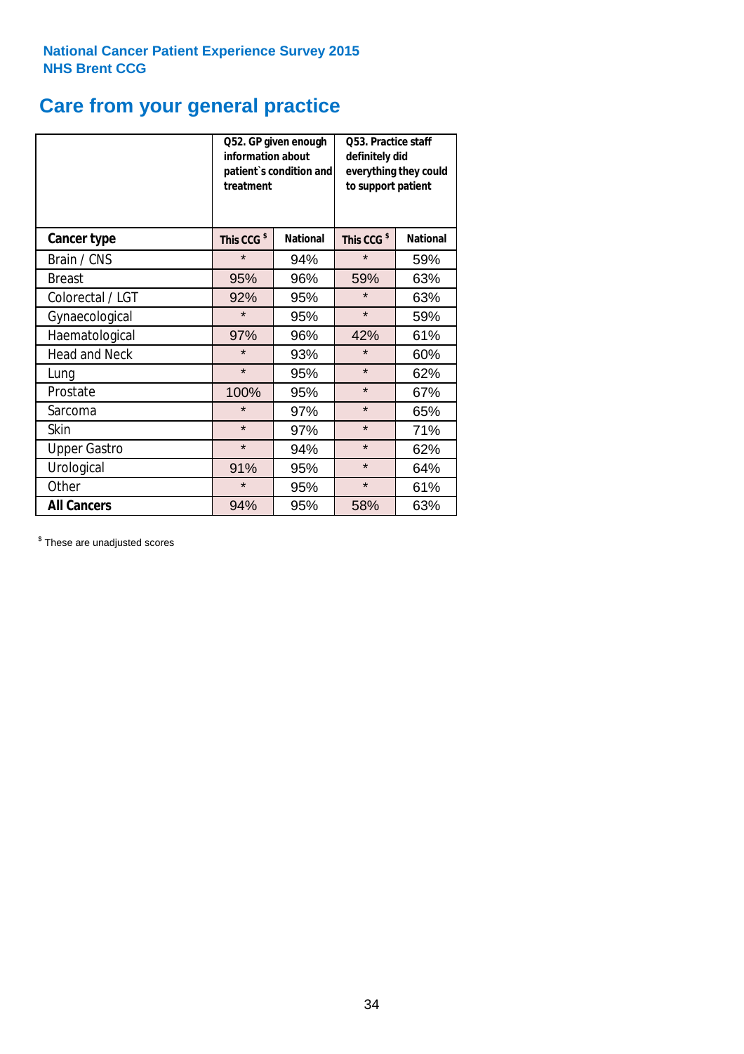National Cancer Patient Experience Survey 2015
NHS Brent CCG

# Care from your general practice

| | Q52. GP given enough information about patient`s condition and treatment | | Q53. Practice staff definitely did everything they could to support patient | |
|---|---|---|---|---|
| **Cancer type** | **This CCG $** | **National** | **This CCG $** | **National** |
| Brain / CNS | * | 94% | * | 59% |
| Breast | 95% | 96% | 59% | 63% |
| Colorectal / LGT | 92% | 95% | * | 63% |
| Gynaecological | * | 95% | * | 59% |
| Haematological | 97% | 96% | 42% | 61% |
| Head and Neck | * | 93% | * | 60% |
| Lung | * | 95% | * | 62% |
| Prostate | 100% | 95% | * | 67% |
| Sarcoma | * | 97% | * | 65% |
| Skin | * | 97% | * | 71% |
| Upper Gastro | * | 94% | * | 62% |
| Urological | 91% | 95% | * | 64% |
| Other | * | 95% | * | 61% |
| **All Cancers** | 94% | 95% | 58% | 63% |

$ These are unadjusted scores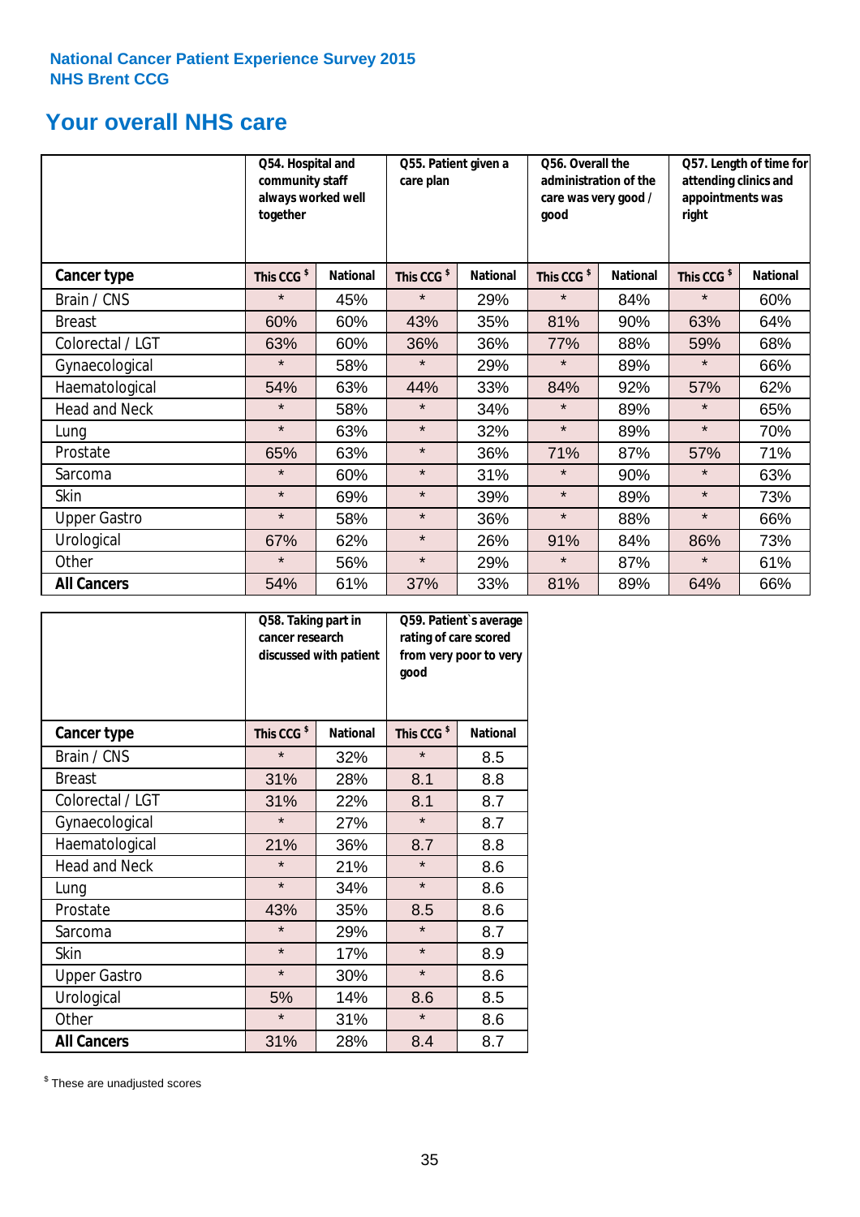National Cancer Patient Experience Survey 2015
NHS Brent CCG

## Your overall NHS care

| | Q54. Hospital and community staff always worked well together | | Q55. Patient given a care plan | | Q56. Overall the administration of the care was very good / good | | Q57. Length of time for attending clinics and appointments was right | |
|---|---|---|---|---|---|---|---|---|
| **Cancer type** | This CCG $ | National | This CCG $ | National | This CCG $ | National | This CCG $ | National |
| Brain / CNS | * | 45% | * | 29% | * | 84% | * | 60% |
| Breast | 60% | 60% | 43% | 35% | 81% | 90% | 63% | 64% |
| Colorectal / LGT | 63% | 60% | 36% | 36% | 77% | 88% | 59% | 68% |
| Gynaecological | * | 58% | * | 29% | * | 89% | * | 66% |
| Haematological | 54% | 63% | 44% | 33% | 84% | 92% | 57% | 62% |
| Head and Neck | * | 58% | * | 34% | * | 89% | * | 65% |
| Lung | * | 63% | * | 32% | * | 89% | * | 70% |
| Prostate | 65% | 63% | * | 36% | 71% | 87% | 57% | 71% |
| Sarcoma | * | 60% | * | 31% | * | 90% | * | 63% |
| Skin | * | 69% | * | 39% | * | 89% | * | 73% |
| Upper Gastro | * | 58% | * | 36% | * | 88% | * | 66% |
| Urological | 67% | 62% | * | 26% | 91% | 84% | 86% | 73% |
| Other | * | 56% | * | 29% | * | 87% | * | 61% |
| **All Cancers** | 54% | 61% | 37% | 33% | 81% | 89% | 64% | 66% |

| | Q58. Taking part in cancer research discussed with patient | | Q59. Patient`s average rating of care scored from very poor to very good | |
|---|---|---|---|---|
| **Cancer type** | This CCG $ | National | This CCG $ | National |
| Brain / CNS | * | 32% | * | 8.5 |
| Breast | 31% | 28% | 8.1 | 8.8 |
| Colorectal / LGT | 31% | 22% | 8.1 | 8.7 |
| Gynaecological | * | 27% | * | 8.7 |
| Haematological | 21% | 36% | 8.7 | 8.8 |
| Head and Neck | * | 21% | * | 8.6 |
| Lung | * | 34% | * | 8.6 |
| Prostate | 43% | 35% | 8.5 | 8.6 |
| Sarcoma | * | 29% | * | 8.7 |
| Skin | * | 17% | * | 8.9 |
| Upper Gastro | * | 30% | * | 8.6 |
| Urological | 5% | 14% | 8.6 | 8.5 |
| Other | * | 31% | * | 8.6 |
| **All Cancers** | 31% | 28% | 8.4 | 8.7 |

$ These are unadjusted scores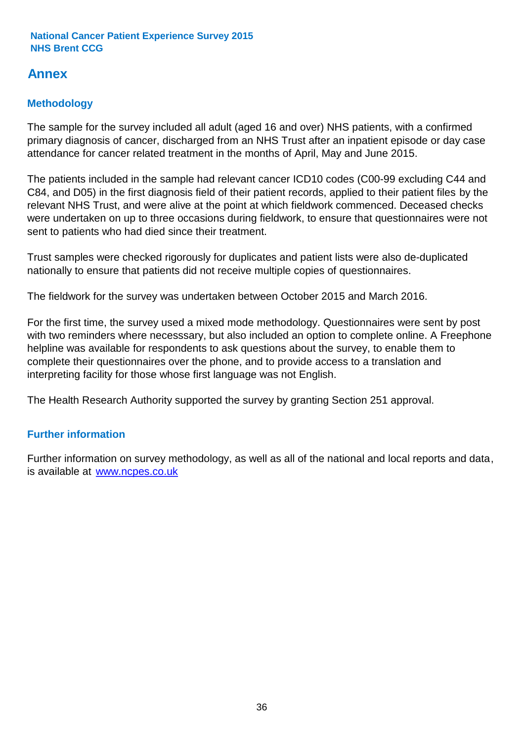## Annex

### Methodology

The sample for the survey included all adult (aged 16 and over) NHS patients, with a confirmed primary diagnosis of cancer, discharged from an NHS Trust after an inpatient episode or day case attendance for cancer related treatment in the months of April, May and June 2015.

The patients included in the sample had relevant cancer ICD10 codes (C00-99 excluding C44 and C84, and D05) in the first diagnosis field of their patient records, applied to their patient files by the relevant NHS Trust, and were alive at the point at which fieldwork commenced. Deceased checks were undertaken on up to three occasions during fieldwork, to ensure that questionnaires were not sent to patients who had died since their treatment.

Trust samples were checked rigorously for duplicates and patient lists were also de-duplicated nationally to ensure that patients did not receive multiple copies of questionnaires.

The fieldwork for the survey was undertaken between October 2015 and March 2016.

For the first time, the survey used a mixed mode methodology. Questionnaires were sent by post with two reminders where necesssary, but also included an option to complete online. A Freephone helpline was available for respondents to ask questions about the survey, to enable them to complete their questionnaires over the phone, and to provide access to a translation and interpreting facility for those whose first language was not English.

The Health Research Authority supported the survey by granting Section 251 approval.

### Further information

Further information on survey methodology, as well as all of the national and local reports and data, is available at [www.ncpes.co.uk](www.ncpes.co.uk)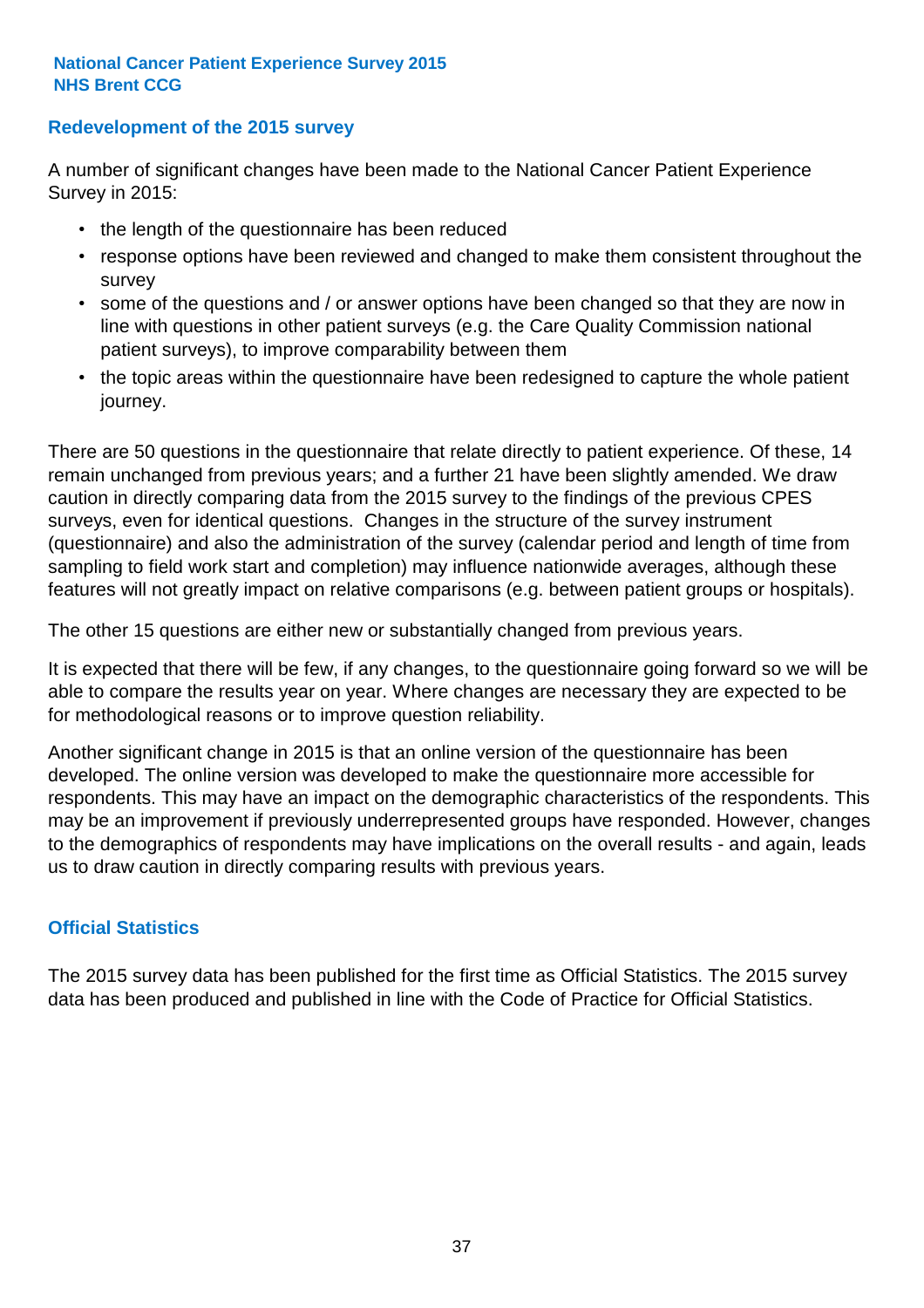## Redevelopment of the 2015 survey

A number of significant changes have been made to the National Cancer Patient Experience Survey in 2015:

- the length of the questionnaire has been reduced
- response options have been reviewed and changed to make them consistent throughout the survey
- some of the questions and / or answer options have been changed so that they are now in line with questions in other patient surveys (e.g. the Care Quality Commission national patient surveys), to improve comparability between them
- the topic areas within the questionnaire have been redesigned to capture the whole patient journey.

There are 50 questions in the questionnaire that relate directly to patient experience. Of these, 14 remain unchanged from previous years; and a further 21 have been slightly amended. We draw caution in directly comparing data from the 2015 survey to the findings of the previous CPES surveys, even for identical questions. Changes in the structure of the survey instrument (questionnaire) and also the administration of the survey (calendar period and length of time from sampling to field work start and completion) may influence nationwide averages, although these features will not greatly impact on relative comparisons (e.g. between patient groups or hospitals).

The other 15 questions are either new or substantially changed from previous years.

It is expected that there will be few, if any changes, to the questionnaire going forward so we will be able to compare the results year on year. Where changes are necessary they are expected to be for methodological reasons or to improve question reliability.

Another significant change in 2015 is that an online version of the questionnaire has been developed. The online version was developed to make the questionnaire more accessible for respondents. This may have an impact on the demographic characteristics of the respondents. This may be an improvement if previously underrepresented groups have responded. However, changes to the demographics of respondents may have implications on the overall results - and again, leads us to draw caution in directly comparing results with previous years.

## Official Statistics

The 2015 survey data has been published for the first time as Official Statistics. The 2015 survey data has been produced and published in line with the Code of Practice for Official Statistics.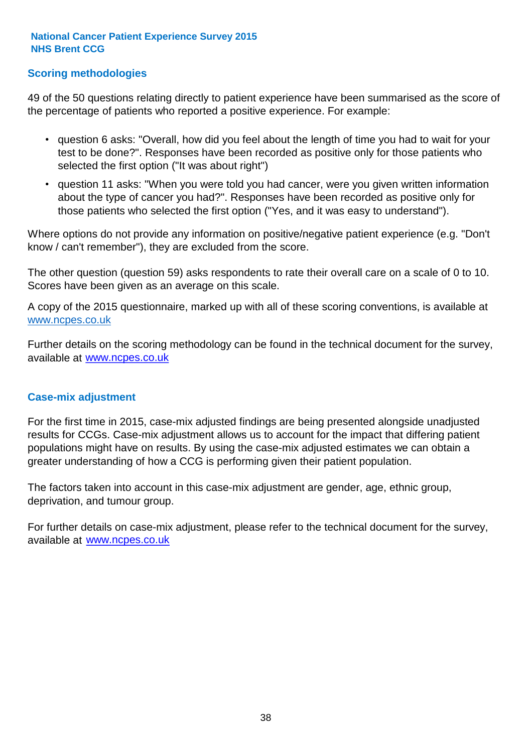## Scoring methodologies

49 of the 50 questions relating directly to patient experience have been summarised as the score of the percentage of patients who reported a positive experience. For example:

- question 6 asks: "Overall, how did you feel about the length of time you had to wait for your test to be done?". Responses have been recorded as positive only for those patients who selected the first option ("It was about right")
- question 11 asks: "When you were told you had cancer, were you given written information about the type of cancer you had?". Responses have been recorded as positive only for those patients who selected the first option ("Yes, and it was easy to understand").

Where options do not provide any information on positive/negative patient experience (e.g. "Don't know / can't remember"), they are excluded from the score.

The other question (question 59) asks respondents to rate their overall care on a scale of 0 to 10. Scores have been given as an average on this scale.

A copy of the 2015 questionnaire, marked up with all of these scoring conventions, is available at www.ncpes.co.uk

Further details on the scoring methodology can be found in the technical document for the survey, available at www.ncpes.co.uk

## Case-mix adjustment

For the first time in 2015, case-mix adjusted findings are being presented alongside unadjusted results for CCGs. Case-mix adjustment allows us to account for the impact that differing patient populations might have on results. By using the case-mix adjusted estimates we can obtain a greater understanding of how a CCG is performing given their patient population.

The factors taken into account in this case-mix adjustment are gender, age, ethnic group, deprivation, and tumour group.

For further details on case-mix adjustment, please refer to the technical document for the survey, available at www.ncpes.co.uk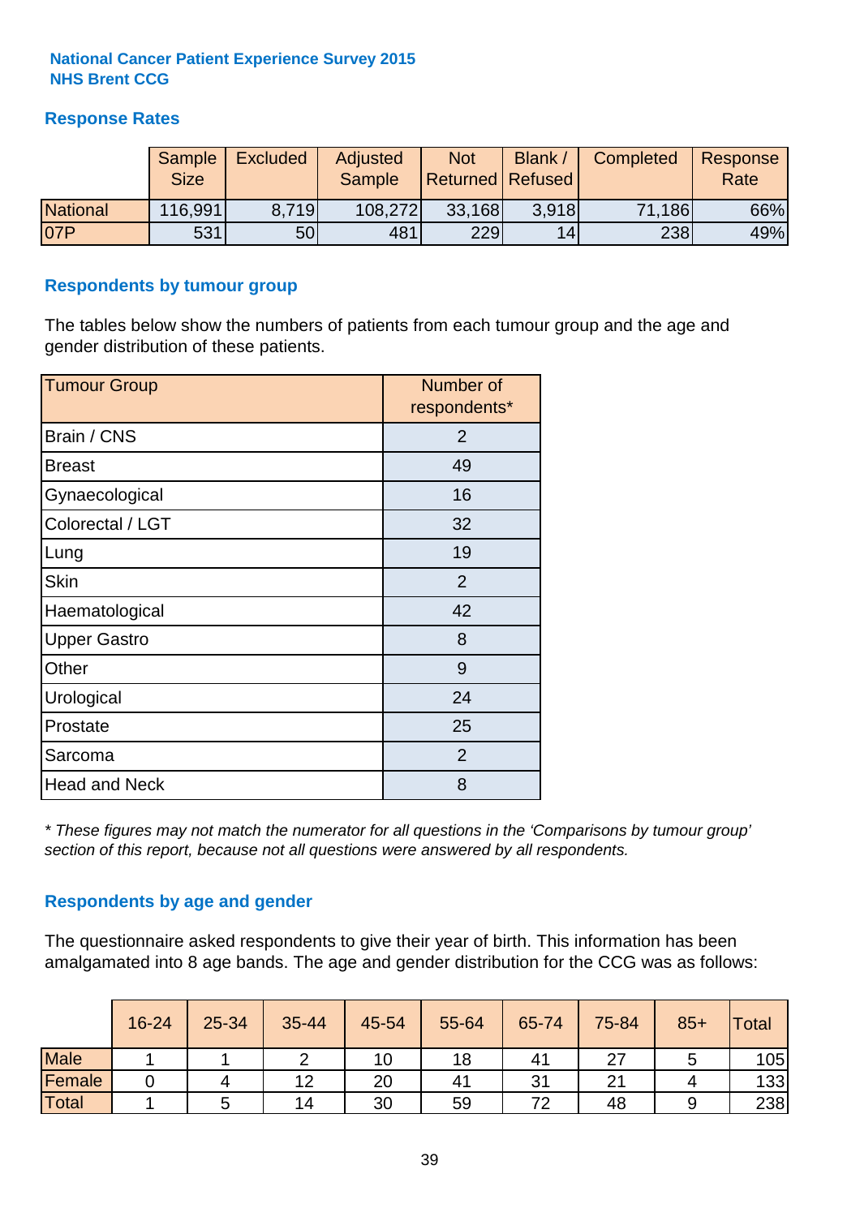**National Cancer Patient Experience Survey 2015**
**NHS Brent CCG**

## Response Rates

| | Sample Size | Excluded | Adjusted Sample | Not Returned | Blank / Refused | Completed | Response Rate |
|---|---|---|---|---|---|---|---|
| National | 116,991 | 8,719 | 108,272 | 33,168 | 3,918 | 71,186 | 66% |
| 07P | 531 | 50 | 481 | 229 | 14 | 238 | 49% |

## Respondents by tumour group

The tables below show the numbers of patients from each tumour group and the age and gender distribution of these patients.

| Tumour Group | Number of respondents* |
|---|---|
| Brain / CNS | 2 |
| Breast | 49 |
| Gynaecological | 16 |
| Colorectal / LGT | 32 |
| Lung | 19 |
| Skin | 2 |
| Haematological | 42 |
| Upper Gastro | 8 |
| Other | 9 |
| Urological | 24 |
| Prostate | 25 |
| Sarcoma | 2 |
| Head and Neck | 8 |

*\* These figures may not match the numerator for all questions in the 'Comparisons by tumour group' section of this report, because not all questions were answered by all respondents.*

## Respondents by age and gender

The questionnaire asked respondents to give their year of birth. This information has been amalgamated into 8 age bands. The age and gender distribution for the CCG was as follows:

| | 16-24 | 25-34 | 35-44 | 45-54 | 55-64 | 65-74 | 75-84 | 85+ | Total |
|---|---|---|---|---|---|---|---|---|---|
| Male | 1 | 1 | 2 | 10 | 18 | 41 | 27 | 5 | 105 |
| Female | 0 | 4 | 12 | 20 | 41 | 31 | 21 | 4 | 133 |
| Total | 1 | 5 | 14 | 30 | 59 | 72 | 48 | 9 | 238 |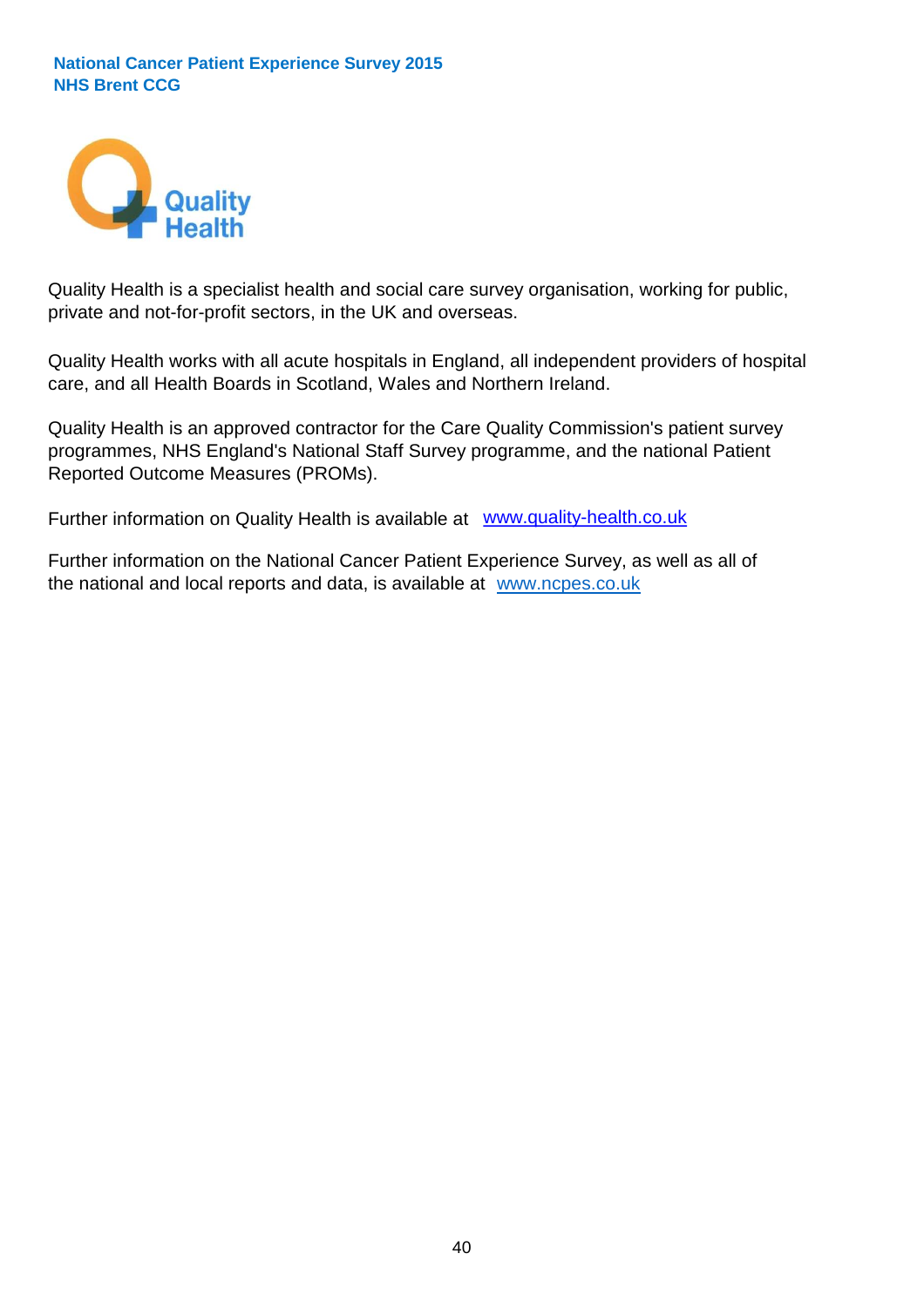Quality Health is a specialist health and social care survey organisation, working for public, private and not-for-profit sectors, in the UK and overseas.

Quality Health works with all acute hospitals in England, all independent providers of hospital care, and all Health Boards in Scotland, Wales and Northern Ireland.

Quality Health is an approved contractor for the Care Quality Commission's patient survey programmes, NHS England's National Staff Survey programme, and the national Patient Reported Outcome Measures (PROMs).

Further information on Quality Health is available at [www.quality-health.co.uk](http://www.quality-health.co.uk)

Further information on the National Cancer Patient Experience Survey, as well as all of the national and local reports and data, is available at [www.ncpes.co.uk](http://www.ncpes.co.uk)